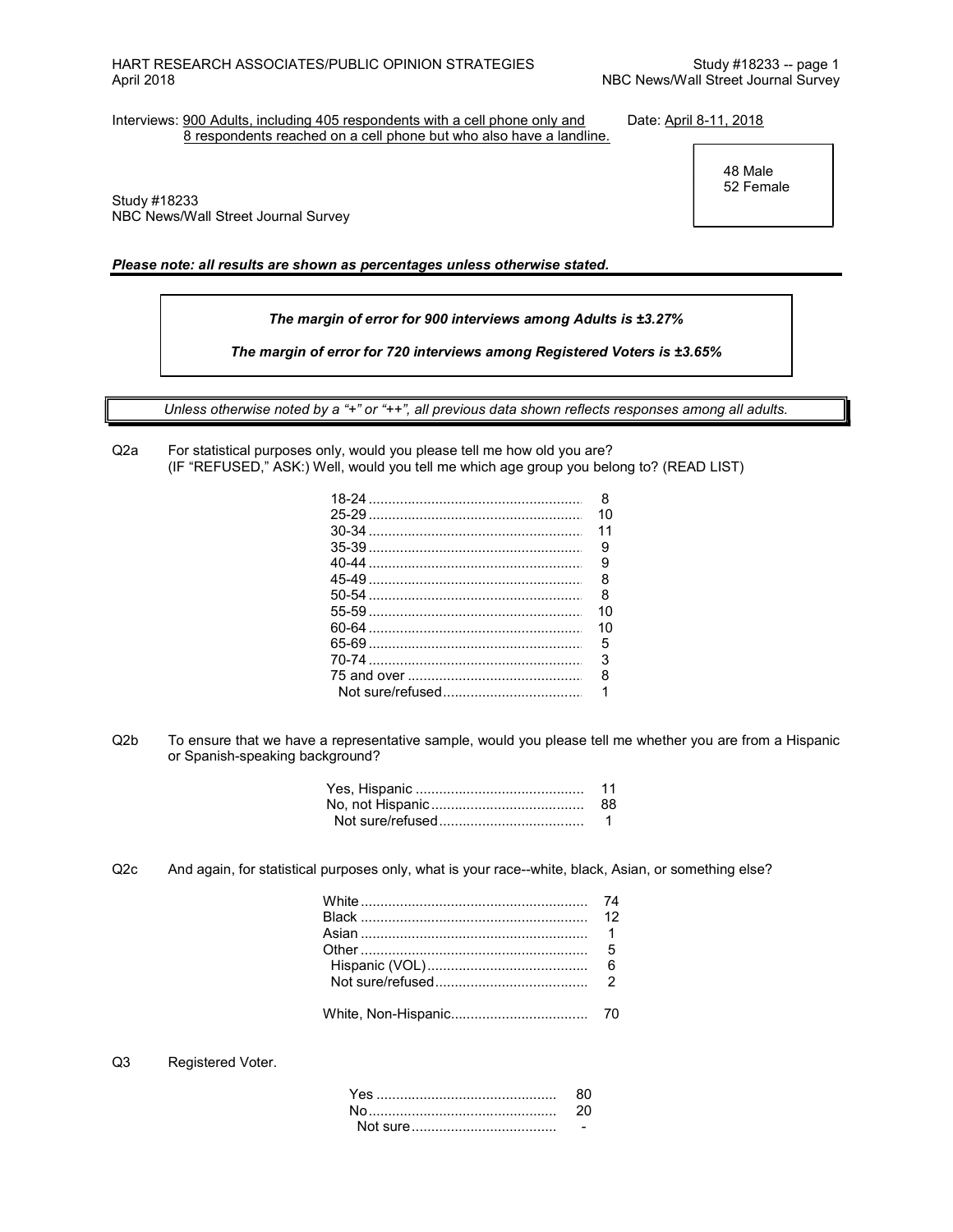Interviews: 900 Adults, including 405 respondents with a cell phone only and 8 respondents reached on a cell phone but who also have a landline.

Date: April 8-11, 2018

48 Male
52 Female

Study #18233
NBC News/Wall Street Journal Survey

***Please note: all results are shown as percentages unless otherwise stated.***

***The margin of error for 900 interviews among Adults is ±3.27%***

***The margin of error for 720 interviews among Registered Voters is ±3.65%***

*Unless otherwise noted by a "+" or "++", all previous data shown reflects responses among all adults.*

Q2a For statistical purposes only, would you please tell me how old you are?
(IF "REFUSED," ASK:) Well, would you tell me which age group you belong to? (READ LIST)

| | |
|---|---|
| 18-24 | 8 |
| 25-29 | 10 |
| 30-34 | 11 |
| 35-39 | 9 |
| 40-44 | 9 |
| 45-49 | 8 |
| 50-54 | 8 |
| 55-59 | 10 |
| 60-64 | 10 |
| 65-69 | 5 |
| 70-74 | 3 |
| 75 and over | 8 |
| Not sure/refused | 1 |

Q2b To ensure that we have a representative sample, would you please tell me whether you are from a Hispanic or Spanish-speaking background?

| | |
|---|---|
| Yes, Hispanic | 11 |
| No, not Hispanic | 88 |
| Not sure/refused | 1 |

Q2c And again, for statistical purposes only, what is your race--white, black, Asian, or something else?

| | |
|---|---|
| White | 74 |
| Black | 12 |
| Asian | 1 |
| Other | 5 |
| Hispanic (VOL) | 6 |
| Not sure/refused | 2 |
| | |
| White, Non-Hispanic | 70 |

Q3 Registered Voter.

| | |
|---|---|
| Yes | 80 |
| No | 20 |
| Not sure | - |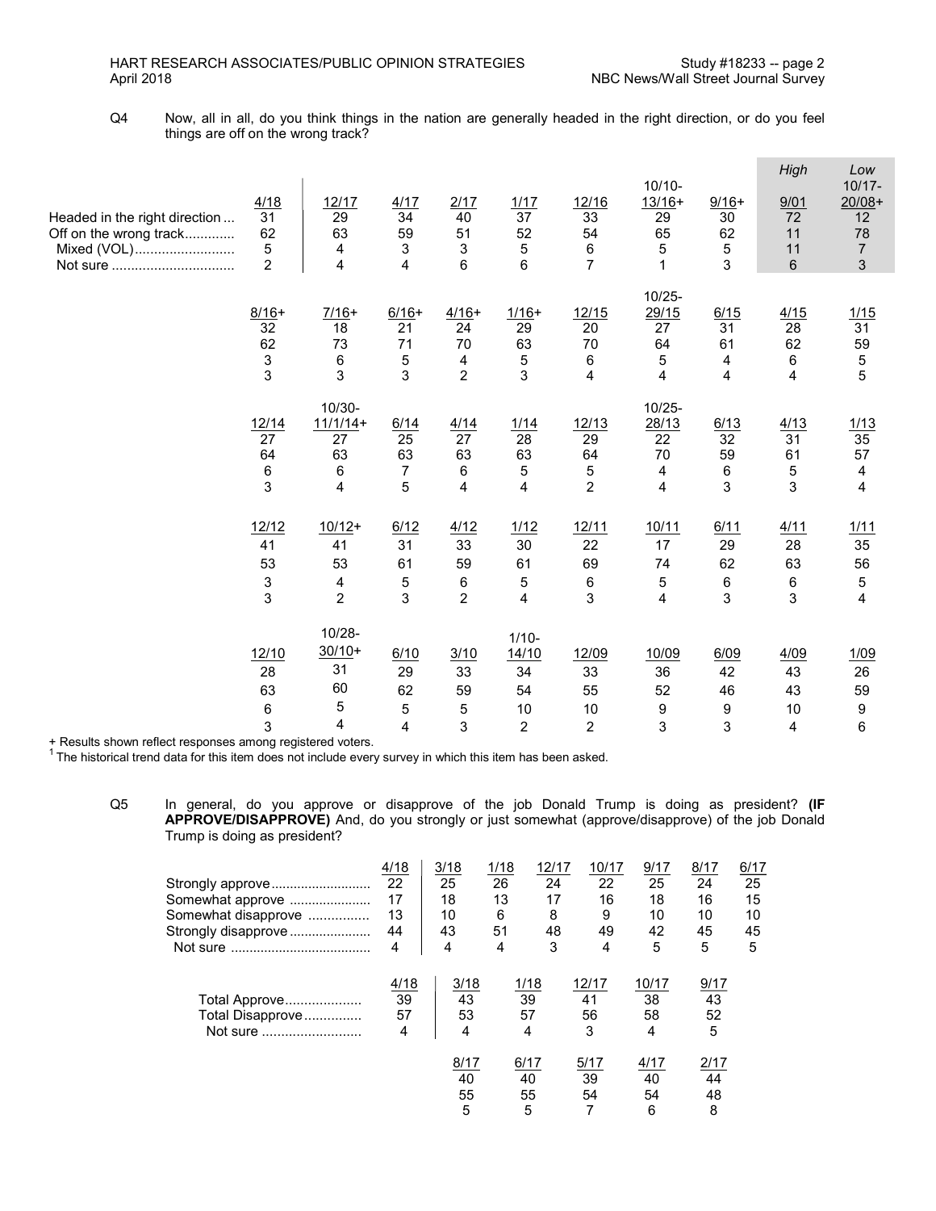Q4 Now, all in all, do you think things in the nation are generally headed in the right direction, or do you feel things are off on the wrong track?

| | 4/18 | 12/17 | 4/17 | 2/17 | 1/17 | 12/16 | 10/10-13/16+ | 9/16+ | *High* 9/01 | *Low* 10/17-20/08+ |
|---|---|---|---|---|---|---|---|---|---|---|
| Headed in the right direction | 31 | 29 | 34 | 40 | 37 | 33 | 29 | 30 | 72 | 12 |
| Off on the wrong track | 62 | 63 | 59 | 51 | 52 | 54 | 65 | 62 | 11 | 78 |
| Mixed (VOL) | 5 | 4 | 3 | 3 | 5 | 6 | 5 | 5 | 11 | 7 |
| Not sure | 2 | 4 | 4 | 6 | 6 | 7 | 1 | 3 | 6 | 3 |

| | 8/16+ | 7/16+ | 6/16+ | 4/16+ | 1/16+ | 12/15 | 10/25-29/15 | 6/15 | 4/15 | 1/15 |
|---|---|---|---|---|---|---|---|---|---|---|
| Headed in the right direction | 32 | 18 | 21 | 24 | 29 | 20 | 27 | 31 | 28 | 31 |
| Off on the wrong track | 62 | 73 | 71 | 70 | 63 | 70 | 64 | 61 | 62 | 59 |
| Mixed (VOL) | 3 | 6 | 5 | 4 | 5 | 6 | 5 | 4 | 6 | 5 |
| Not sure | 3 | 3 | 3 | 2 | 3 | 4 | 4 | 4 | 4 | 5 |

| | 12/14 | 10/30-11/1/14+ | 6/14 | 4/14 | 1/14 | 12/13 | 10/25-28/13 | 6/13 | 4/13 | 1/13 |
|---|---|---|---|---|---|---|---|---|---|---|
| Headed in the right direction | 27 | 27 | 25 | 27 | 28 | 29 | 22 | 32 | 31 | 35 |
| Off on the wrong track | 64 | 63 | 63 | 63 | 63 | 64 | 70 | 59 | 61 | 57 |
| Mixed (VOL) | 6 | 6 | 7 | 6 | 5 | 5 | 4 | 6 | 5 | 4 |
| Not sure | 3 | 4 | 5 | 4 | 4 | 2 | 4 | 3 | 3 | 4 |

| | 12/12 | 10/12+ | 6/12 | 4/12 | 1/12 | 12/11 | 10/11 | 6/11 | 4/11 | 1/11 |
|---|---|---|---|---|---|---|---|---|---|---|
| Headed in the right direction | 41 | 41 | 31 | 33 | 30 | 22 | 17 | 29 | 28 | 35 |
| Off on the wrong track | 53 | 53 | 61 | 59 | 61 | 69 | 74 | 62 | 63 | 56 |
| Mixed (VOL) | 3 | 4 | 5 | 6 | 5 | 6 | 5 | 6 | 6 | 5 |
| Not sure | 3 | 2 | 3 | 2 | 4 | 3 | 4 | 3 | 3 | 4 |

| | 12/10 | 10/28-30/10+ | 6/10 | 3/10 | 1/10-14/10 | 12/09 | 10/09 | 6/09 | 4/09 | 1/09 |
|---|---|---|---|---|---|---|---|---|---|---|
| Headed in the right direction | 28 | 31 | 29 | 33 | 34 | 33 | 36 | 42 | 43 | 26 |
| Off on the wrong track | 63 | 60 | 62 | 59 | 54 | 55 | 52 | 46 | 43 | 59 |
| Mixed (VOL) | 6 | 5 | 5 | 5 | 10 | 10 | 9 | 9 | 10 | 9 |
| Not sure | 3 | 4 | 4 | 3 | 2 | 2 | 3 | 3 | 4 | 6 |

+ Results shown reflect responses among registered voters.
[1] The historical trend data for this item does not include every survey in which this item has been asked.

Q5 In general, do you approve or disapprove of the job Donald Trump is doing as president? **(IF APPROVE/DISAPPROVE)** And, do you strongly or just somewhat (approve/disapprove) of the job Donald Trump is doing as president?

| | 4/18 | 3/18 | 1/18 | 12/17 | 10/17 | 9/17 | 8/17 | 6/17 |
|---|---|---|---|---|---|---|---|---|
| Strongly approve | 22 | 25 | 26 | 24 | 22 | 25 | 24 | 25 |
| Somewhat approve | 17 | 18 | 13 | 17 | 16 | 18 | 16 | 15 |
| Somewhat disapprove | 13 | 10 | 6 | 8 | 9 | 10 | 10 | 10 |
| Strongly disapprove | 44 | 43 | 51 | 48 | 49 | 42 | 45 | 45 |
| Not sure | 4 | 4 | 4 | 3 | 4 | 5 | 5 | 5 |

| | 4/18 | 3/18 | 1/18 | 12/17 | 10/17 | 9/17 |
|---|---|---|---|---|---|---|
| Total Approve | 39 | 43 | 39 | 41 | 38 | 43 |
| Total Disapprove | 57 | 53 | 57 | 56 | 58 | 52 |
| Not sure | 4 | 4 | 4 | 3 | 4 | 5 |

| | 8/17 | 6/17 | 5/17 | 4/17 | 2/17 |
|---|---|---|---|---|---|
| Total Approve | 40 | 40 | 39 | 40 | 44 |
| Total Disapprove | 55 | 55 | 54 | 54 | 48 |
| Not sure | 5 | 5 | 7 | 6 | 8 |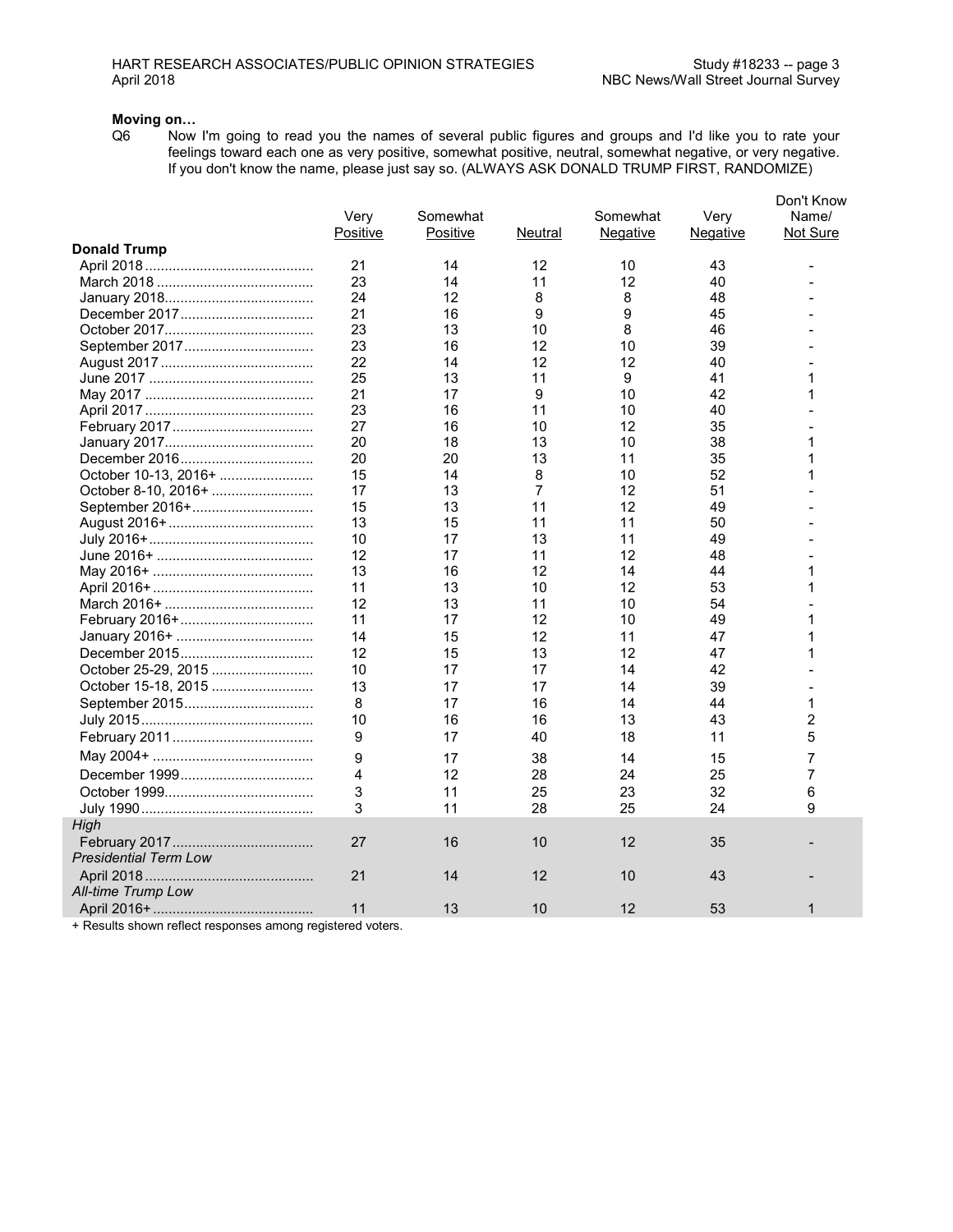**Moving on…**

Q6 Now I'm going to read you the names of several public figures and groups and I'd like you to rate your feelings toward each one as very positive, somewhat positive, neutral, somewhat negative, or very negative. If you don't know the name, please just say so. (ALWAYS ASK DONALD TRUMP FIRST, RANDOMIZE)

| | Very Positive | Somewhat Positive | Neutral | Somewhat Negative | Very Negative | Don't Know Name/ Not Sure |
|---|---|---|---|---|---|---|
| **Donald Trump** | | | | | | |
| April 2018 | 21 | 14 | 12 | 10 | 43 | - |
| March 2018 | 23 | 14 | 11 | 12 | 40 | - |
| January 2018 | 24 | 12 | 8 | 8 | 48 | - |
| December 2017 | 21 | 16 | 9 | 9 | 45 | - |
| October 2017 | 23 | 13 | 10 | 8 | 46 | - |
| September 2017 | 23 | 16 | 12 | 10 | 39 | - |
| August 2017 | 22 | 14 | 12 | 12 | 40 | - |
| June 2017 | 25 | 13 | 11 | 9 | 41 | 1 |
| May 2017 | 21 | 17 | 9 | 10 | 42 | 1 |
| April 2017 | 23 | 16 | 11 | 10 | 40 | - |
| February 2017 | 27 | 16 | 10 | 12 | 35 | - |
| January 2017 | 20 | 18 | 13 | 10 | 38 | 1 |
| December 2016 | 20 | 20 | 13 | 11 | 35 | 1 |
| October 10-13, 2016+ | 15 | 14 | 8 | 10 | 52 | 1 |
| October 8-10, 2016+ | 17 | 13 | 7 | 12 | 51 | - |
| September 2016+ | 15 | 13 | 11 | 12 | 49 | - |
| August 2016+ | 13 | 15 | 11 | 11 | 50 | - |
| July 2016+ | 10 | 17 | 13 | 11 | 49 | - |
| June 2016+ | 12 | 17 | 11 | 12 | 48 | - |
| May 2016+ | 13 | 16 | 12 | 14 | 44 | 1 |
| April 2016+ | 11 | 13 | 10 | 12 | 53 | 1 |
| March 2016+ | 12 | 13 | 11 | 10 | 54 | - |
| February 2016+ | 11 | 17 | 12 | 10 | 49 | 1 |
| January 2016+ | 14 | 15 | 12 | 11 | 47 | 1 |
| December 2015 | 12 | 15 | 13 | 12 | 47 | 1 |
| October 25-29, 2015 | 10 | 17 | 17 | 14 | 42 | - |
| October 15-18, 2015 | 13 | 17 | 17 | 14 | 39 | - |
| September 2015 | 8 | 17 | 16 | 14 | 44 | 1 |
| July 2015 | 10 | 16 | 16 | 13 | 43 | 2 |
| February 2011 | 9 | 17 | 40 | 18 | 11 | 5 |
| May 2004+ | 9 | 17 | 38 | 14 | 15 | 7 |
| December 1999 | 4 | 12 | 28 | 24 | 25 | 7 |
| October 1999 | 3 | 11 | 25 | 23 | 32 | 6 |
| July 1990 | 3 | 11 | 28 | 25 | 24 | 9 |
| *High* | | | | | | |
| February 2017 | 27 | 16 | 10 | 12 | 35 | - |
| *Presidential Term Low* | | | | | | |
| April 2018 | 21 | 14 | 12 | 10 | 43 | - |
| *All-time Trump Low* | | | | | | |
| April 2016+ | 11 | 13 | 10 | 12 | 53 | 1 |

+ Results shown reflect responses among registered voters.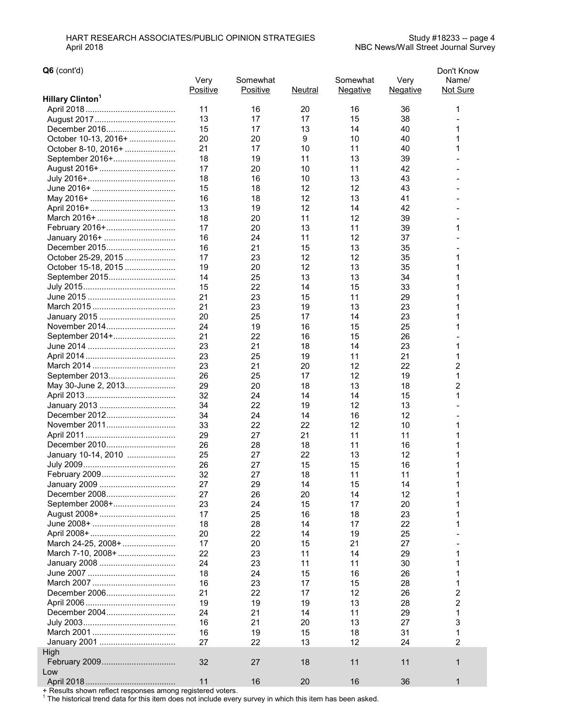**Q6** (cont'd)

| | Very Positive | Somewhat Positive | Neutral | Somewhat Negative | Very Negative | Don't Know Name/ Not Sure |
|---|---|---|---|---|---|---|
| **Hillary Clinton[1]** | | | | | | |
| April 2018 | 11 | 16 | 20 | 16 | 36 | 1 |
| August 2017 | 13 | 17 | 17 | 15 | 38 | - |
| December 2016 | 15 | 17 | 13 | 14 | 40 | 1 |
| October 10-13, 2016+ | 20 | 20 | 9 | 10 | 40 | 1 |
| October 8-10, 2016+ | 21 | 17 | 10 | 11 | 40 | 1 |
| September 2016+ | 18 | 19 | 11 | 13 | 39 | - |
| August 2016+ | 17 | 20 | 10 | 11 | 42 | - |
| July 2016+ | 18 | 16 | 10 | 13 | 43 | - |
| June 2016+ | 15 | 18 | 12 | 12 | 43 | - |
| May 2016+ | 16 | 18 | 12 | 13 | 41 | - |
| April 2016+ | 13 | 19 | 12 | 14 | 42 | - |
| March 2016+ | 18 | 20 | 11 | 12 | 39 | - |
| February 2016+ | 17 | 20 | 13 | 11 | 39 | 1 |
| January 2016+ | 16 | 24 | 11 | 12 | 37 | - |
| December 2015 | 16 | 21 | 15 | 13 | 35 | - |
| October 25-29, 2015 | 17 | 23 | 12 | 12 | 35 | 1 |
| October 15-18, 2015 | 19 | 20 | 12 | 13 | 35 | 1 |
| September 2015 | 14 | 25 | 13 | 13 | 34 | 1 |
| July 2015 | 15 | 22 | 14 | 15 | 33 | 1 |
| June 2015 | 21 | 23 | 15 | 11 | 29 | 1 |
| March 2015 | 21 | 23 | 19 | 13 | 23 | 1 |
| January 2015 | 20 | 25 | 17 | 14 | 23 | 1 |
| November 2014 | 24 | 19 | 16 | 15 | 25 | 1 |
| September 2014+ | 21 | 22 | 16 | 15 | 26 | - |
| June 2014 | 23 | 21 | 18 | 14 | 23 | 1 |
| April 2014 | 23 | 25 | 19 | 11 | 21 | 1 |
| March 2014 | 23 | 21 | 20 | 12 | 22 | 2 |
| September 2013 | 26 | 25 | 17 | 12 | 19 | 1 |
| May 30-June 2, 2013 | 29 | 20 | 18 | 13 | 18 | 2 |
| April 2013 | 32 | 24 | 14 | 14 | 15 | 1 |
| January 2013 | 34 | 22 | 19 | 12 | 13 | - |
| December 2012 | 34 | 24 | 14 | 16 | 12 | - |
| November 2011 | 33 | 22 | 22 | 12 | 10 | 1 |
| April 2011 | 29 | 27 | 21 | 11 | 11 | 1 |
| December 2010 | 26 | 28 | 18 | 11 | 16 | 1 |
| January 10-14, 2010 | 25 | 27 | 22 | 13 | 12 | 1 |
| July 2009 | 26 | 27 | 15 | 15 | 16 | 1 |
| February 2009 | 32 | 27 | 18 | 11 | 11 | 1 |
| January 2009 | 27 | 29 | 14 | 15 | 14 | 1 |
| December 2008 | 27 | 26 | 20 | 14 | 12 | 1 |
| September 2008+ | 23 | 24 | 15 | 17 | 20 | 1 |
| August 2008+ | 17 | 25 | 16 | 18 | 23 | 1 |
| June 2008+ | 18 | 28 | 14 | 17 | 22 | 1 |
| April 2008+ | 20 | 22 | 14 | 19 | 25 | - |
| March 24-25, 2008+ | 17 | 20 | 15 | 21 | 27 | - |
| March 7-10, 2008+ | 22 | 23 | 11 | 14 | 29 | 1 |
| January 2008 | 24 | 23 | 11 | 11 | 30 | 1 |
| June 2007 | 18 | 24 | 15 | 16 | 26 | 1 |
| March 2007 | 16 | 23 | 17 | 15 | 28 | 1 |
| December 2006 | 21 | 22 | 17 | 12 | 26 | 2 |
| April 2006 | 19 | 19 | 19 | 13 | 28 | 2 |
| December 2004 | 24 | 21 | 14 | 11 | 29 | 1 |
| July 2003 | 16 | 21 | 20 | 13 | 27 | 3 |
| March 2001 | 16 | 19 | 15 | 18 | 31 | 1 |
| January 2001 | 27 | 22 | 13 | 12 | 24 | 2 |
| High | | | | | | |
| February 2009 | 32 | 27 | 18 | 11 | 11 | 1 |
| Low | | | | | | |
| April 2018 | 11 | 16 | 20 | 16 | 36 | 1 |

\+ Results shown reflect responses among registered voters.

[1] The historical trend data for this item does not include every survey in which this item has been asked.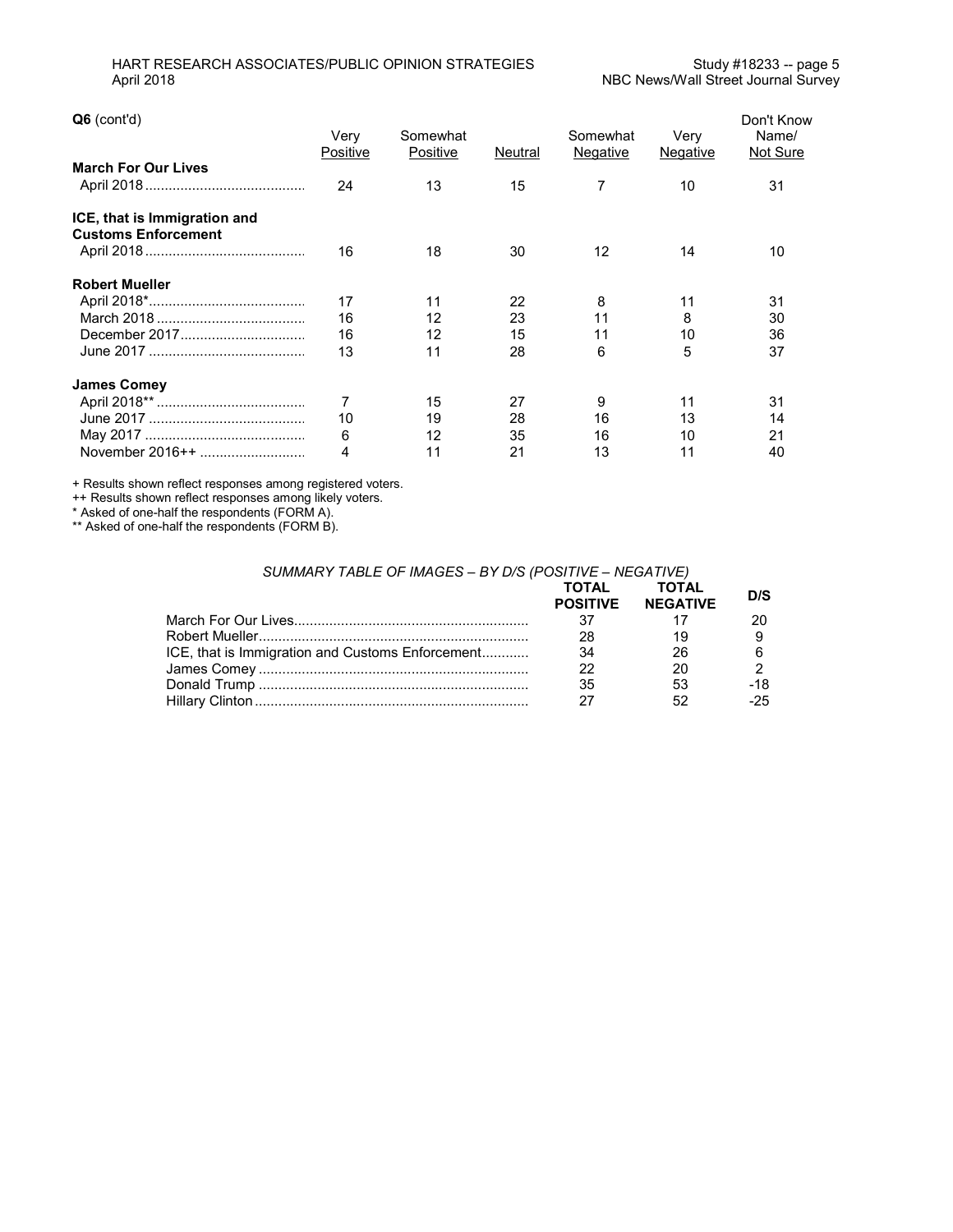**Q6** (cont'd)

| | Very Positive | Somewhat Positive | Neutral | Somewhat Negative | Very Negative | Don't Know Name/ Not Sure |
|---|---|---|---|---|---|---|
| **March For Our Lives** | | | | | | |
| April 2018 | 24 | 13 | 15 | 7 | 10 | 31 |
| **ICE, that is Immigration and Customs Enforcement** | | | | | | |
| April 2018 | 16 | 18 | 30 | 12 | 14 | 10 |
| **Robert Mueller** | | | | | | |
| April 2018* | 17 | 11 | 22 | 8 | 11 | 31 |
| March 2018 | 16 | 12 | 23 | 11 | 8 | 30 |
| December 2017 | 16 | 12 | 15 | 11 | 10 | 36 |
| June 2017 | 13 | 11 | 28 | 6 | 5 | 37 |
| **James Comey** | | | | | | |
| April 2018** | 7 | 15 | 27 | 9 | 11 | 31 |
| June 2017 | 10 | 19 | 28 | 16 | 13 | 14 |
| May 2017 | 6 | 12 | 35 | 16 | 10 | 21 |
| November 2016++ | 4 | 11 | 21 | 13 | 11 | 40 |

+ Results shown reflect responses among registered voters.
++ Results shown reflect responses among likely voters.
* Asked of one-half the respondents (FORM A).
** Asked of one-half the respondents (FORM B).

*SUMMARY TABLE OF IMAGES – BY D/S (POSITIVE – NEGATIVE)*

| | TOTAL POSITIVE | TOTAL NEGATIVE | D/S |
|---|---|---|---|
| March For Our Lives | 37 | 17 | 20 |
| Robert Mueller | 28 | 19 | 9 |
| ICE, that is Immigration and Customs Enforcement | 34 | 26 | 6 |
| James Comey | 22 | 20 | 2 |
| Donald Trump | 35 | 53 | -18 |
| Hillary Clinton | 27 | 52 | -25 |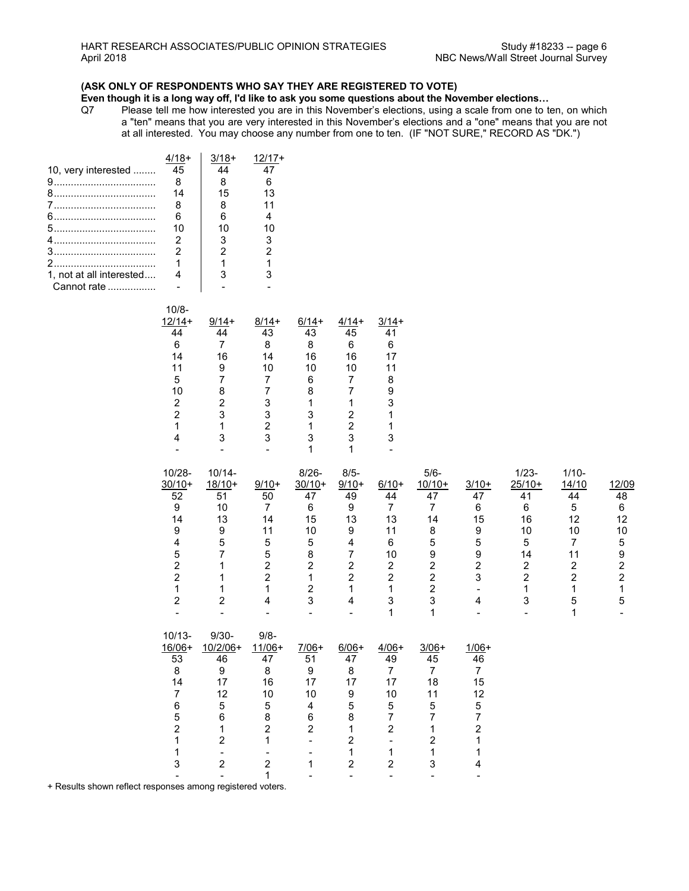**(ASK ONLY OF RESPONDENTS WHO SAY THEY ARE REGISTERED TO VOTE)**

**Even though it is a long way off, I'd like to ask you some questions about the November elections…**

Q7 Please tell me how interested you are in this November's elections, using a scale from one to ten, on which a "ten" means that you are very interested in this November's elections and a "one" means that you are not at all interested. You may choose any number from one to ten. (IF "NOT SURE," RECORD AS "DK.")

| | 4/18+ | 3/18+ | 12/17+ |
|---|---|---|---|
| 10, very interested | 45 | 44 | 47 |
| 9 | 8 | 8 | 6 |
| 8 | 14 | 15 | 13 |
| 7 | 8 | 8 | 11 |
| 6 | 6 | 6 | 4 |
| 5 | 10 | 10 | 10 |
| 4 | 2 | 3 | 3 |
| 3 | 2 | 2 | 2 |
| 2 | 1 | 1 | 1 |
| 1, not at all interested | 4 | 3 | 3 |
| Cannot rate | - | - | - |

| | 10/8-12/14+ | 9/14+ | 8/14+ | 6/14+ | 4/14+ | 3/14+ |
|---|---|---|---|---|---|---|
| 10, very interested | 44 | 44 | 43 | 43 | 45 | 41 |
| 9 | 6 | 7 | 8 | 8 | 6 | 6 |
| 8 | 14 | 16 | 14 | 16 | 16 | 17 |
| 7 | 11 | 9 | 10 | 10 | 10 | 11 |
| 6 | 5 | 7 | 7 | 6 | 7 | 8 |
| 5 | 10 | 8 | 7 | 8 | 7 | 9 |
| 4 | 2 | 2 | 3 | 1 | 1 | 3 |
| 3 | 2 | 3 | 3 | 3 | 2 | 1 |
| 2 | 1 | 1 | 2 | 1 | 2 | 1 |
| 1, not at all interested | 4 | 3 | 3 | 3 | 3 | 3 |
| Cannot rate | - | - | - | 1 | 1 | - |

| | 10/28-30/10+ | 10/14-18/10+ | 9/10+ | 8/26-30/10+ | 8/5-9/10+ | 6/10+ | 5/6-10/10+ | 3/10+ | 1/23-25/10+ | 1/10-14/10 | 12/09 |
|---|---|---|---|---|---|---|---|---|---|---|---|
| 10, very interested | 52 | 51 | 50 | 47 | 49 | 44 | 47 | 47 | 41 | 44 | 48 |
| 9 | 9 | 10 | 7 | 6 | 9 | 7 | 7 | 6 | 6 | 5 | 6 |
| 8 | 14 | 13 | 14 | 15 | 13 | 13 | 14 | 15 | 16 | 12 | 12 |
| 7 | 9 | 9 | 11 | 10 | 9 | 11 | 8 | 9 | 10 | 10 | 10 |
| 6 | 4 | 5 | 5 | 5 | 4 | 6 | 5 | 5 | 5 | 7 | 5 |
| 5 | 5 | 7 | 5 | 8 | 7 | 10 | 9 | 9 | 14 | 11 | 9 |
| 4 | 2 | 1 | 2 | 2 | 2 | 2 | 2 | 2 | 2 | 2 | 2 |
| 3 | 2 | 1 | 2 | 1 | 2 | 2 | 2 | 3 | 2 | 2 | 2 |
| 2 | 1 | 1 | 1 | 2 | 1 | 1 | 2 | - | 1 | 1 | 1 |
| 1, not at all interested | 2 | 2 | 4 | 3 | 4 | 3 | 3 | 4 | 3 | 5 | 5 |
| Cannot rate | - | - | - | - | - | 1 | 1 | - | - | 1 | - |

| | 10/13-16/06+ | 9/30-10/2/06+ | 9/8-11/06+ | 7/06+ | 6/06+ | 4/06+ | 3/06+ | 1/06+ |
|---|---|---|---|---|---|---|---|---|
| 10, very interested | 53 | 46 | 47 | 51 | 47 | 49 | 45 | 46 |
| 9 | 8 | 9 | 8 | 9 | 8 | 7 | 7 | 7 |
| 8 | 14 | 17 | 16 | 17 | 17 | 17 | 18 | 15 |
| 7 | 7 | 12 | 10 | 10 | 9 | 10 | 11 | 12 |
| 6 | 6 | 5 | 5 | 4 | 5 | 5 | 5 | 5 |
| 5 | 5 | 6 | 8 | 6 | 8 | 7 | 7 | 7 |
| 4 | 2 | 1 | 2 | 2 | 1 | 2 | 1 | 2 |
| 3 | 1 | 2 | 1 | - | 2 | - | 2 | 1 |
| 2 | 1 | - | - | - | 1 | 1 | 1 | 1 |
| 1, not at all interested | 3 | 2 | 2 | 1 | 2 | 2 | 3 | 4 |
| Cannot rate | - | - | 1 | - | - | - | - | - |

+ Results shown reflect responses among registered voters.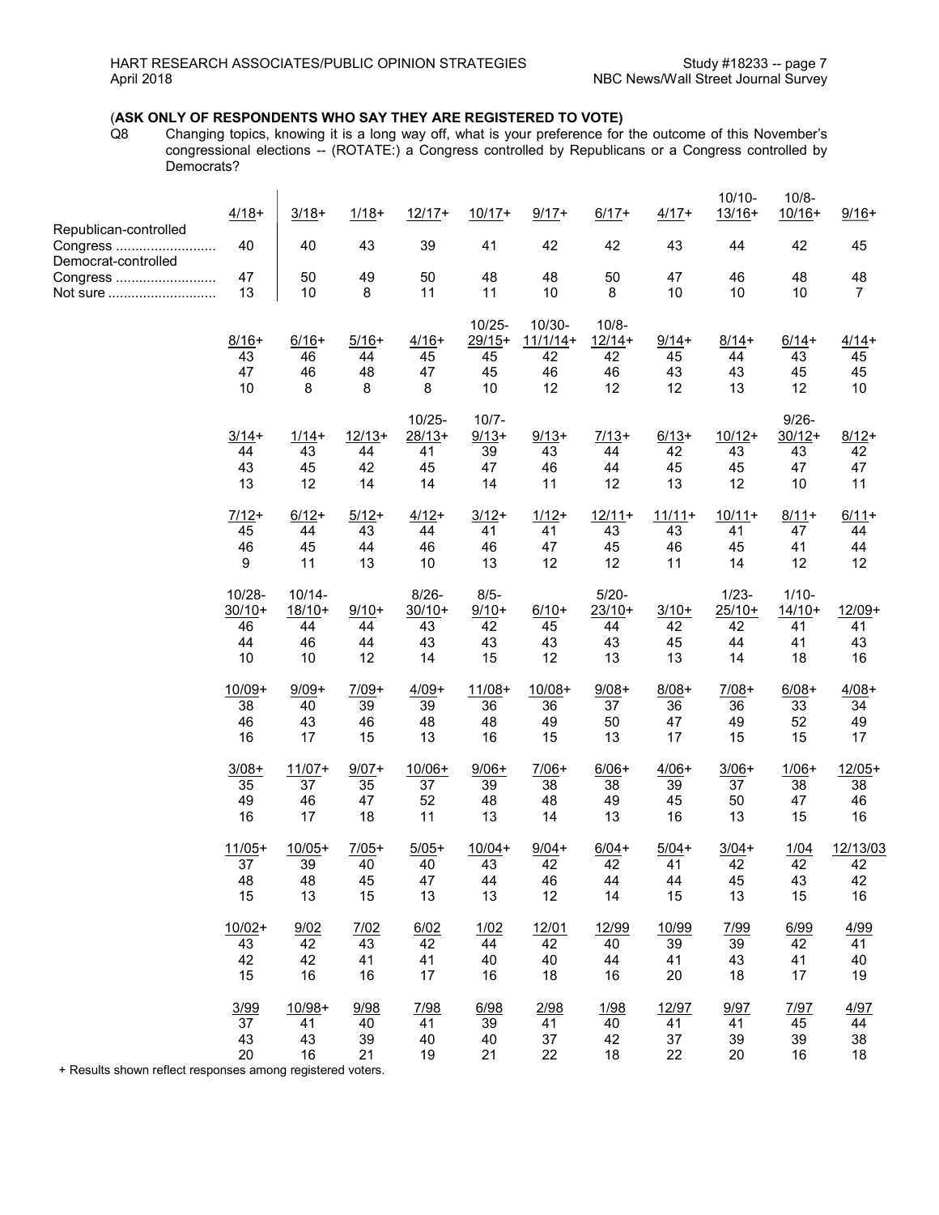(**ASK ONLY OF RESPONDENTS WHO SAY THEY ARE REGISTERED TO VOTE)**

Q8 Changing topics, knowing it is a long way off, what is your preference for the outcome of this November's congressional elections -- (ROTATE:) a Congress controlled by Republicans or a Congress controlled by Democrats?

| | 4/18+ | 3/18+ | 1/18+ | 12/17+ | 10/17+ | 9/17+ | 6/17+ | 4/17+ | 10/10-13/16+ | 10/8-10/16+ | 9/16+ |
|---|---|---|---|---|---|---|---|---|---|---|---|
| Republican-controlled Congress | 40 | 40 | 43 | 39 | 41 | 42 | 42 | 43 | 44 | 42 | 45 |
| Democrat-controlled Congress | 47 | 50 | 49 | 50 | 48 | 48 | 50 | 47 | 46 | 48 | 48 |
| Not sure | 13 | 10 | 8 | 11 | 11 | 10 | 8 | 10 | 10 | 10 | 7 |

| | 8/16+ | 6/16+ | 5/16+ | 4/16+ | 10/25-29/15+ | 10/30-11/1/14+ | 10/8-12/14+ | 9/14+ | 8/14+ | 6/14+ | 4/14+ |
|---|---|---|---|---|---|---|---|---|---|---|---|
| Republican-controlled Congress | 43 | 46 | 44 | 45 | 45 | 42 | 42 | 45 | 44 | 43 | 45 |
| Democrat-controlled Congress | 47 | 46 | 48 | 47 | 45 | 46 | 46 | 43 | 43 | 45 | 45 |
| Not sure | 10 | 8 | 8 | 8 | 10 | 12 | 12 | 12 | 13 | 12 | 10 |

| | 3/14+ | 1/14+ | 12/13+ | 10/25-28/13+ | 10/7-9/13+ | 9/13+ | 7/13+ | 6/13+ | 10/12+ | 9/26-30/12+ | 8/12+ |
|---|---|---|---|---|---|---|---|---|---|---|---|
| Republican-controlled Congress | 44 | 43 | 44 | 41 | 39 | 43 | 44 | 42 | 43 | 43 | 42 |
| Democrat-controlled Congress | 43 | 45 | 42 | 45 | 47 | 46 | 44 | 45 | 45 | 47 | 47 |
| Not sure | 13 | 12 | 14 | 14 | 14 | 11 | 12 | 13 | 12 | 10 | 11 |

| | 7/12+ | 6/12+ | 5/12+ | 4/12+ | 3/12+ | 1/12+ | 12/11+ | 11/11+ | 10/11+ | 8/11+ | 6/11+ |
|---|---|---|---|---|---|---|---|---|---|---|---|
| Republican-controlled Congress | 45 | 44 | 43 | 44 | 41 | 41 | 43 | 43 | 41 | 47 | 44 |
| Democrat-controlled Congress | 46 | 45 | 44 | 46 | 46 | 47 | 45 | 46 | 45 | 41 | 44 |
| Not sure | 9 | 11 | 13 | 10 | 13 | 12 | 12 | 11 | 14 | 12 | 12 |

| | 10/28-30/10+ | 10/14-18/10+ | 9/10+ | 8/26-30/10+ | 8/5-9/10+ | 6/10+ | 5/20-23/10+ | 3/10+ | 1/23-25/10+ | 1/10-14/10+ | 12/09+ |
|---|---|---|---|---|---|---|---|---|---|---|---|
| Republican-controlled Congress | 46 | 44 | 44 | 43 | 42 | 45 | 44 | 42 | 42 | 41 | 41 |
| Democrat-controlled Congress | 44 | 46 | 44 | 43 | 43 | 43 | 43 | 45 | 44 | 41 | 43 |
| Not sure | 10 | 10 | 12 | 14 | 15 | 12 | 13 | 13 | 14 | 18 | 16 |

| | 10/09+ | 9/09+ | 7/09+ | 4/09+ | 11/08+ | 10/08+ | 9/08+ | 8/08+ | 7/08+ | 6/08+ | 4/08+ |
|---|---|---|---|---|---|---|---|---|---|---|---|
| Republican-controlled Congress | 38 | 40 | 39 | 39 | 36 | 36 | 37 | 36 | 36 | 33 | 34 |
| Democrat-controlled Congress | 46 | 43 | 46 | 48 | 48 | 49 | 50 | 47 | 49 | 52 | 49 |
| Not sure | 16 | 17 | 15 | 13 | 16 | 15 | 13 | 17 | 15 | 15 | 17 |

| | 3/08+ | 11/07+ | 9/07+ | 10/06+ | 9/06+ | 7/06+ | 6/06+ | 4/06+ | 3/06+ | 1/06+ | 12/05+ |
|---|---|---|---|---|---|---|---|---|---|---|---|
| Republican-controlled Congress | 35 | 37 | 35 | 37 | 39 | 38 | 38 | 39 | 37 | 38 | 38 |
| Democrat-controlled Congress | 49 | 46 | 47 | 52 | 48 | 48 | 49 | 45 | 50 | 47 | 46 |
| Not sure | 16 | 17 | 18 | 11 | 13 | 14 | 13 | 16 | 13 | 15 | 16 |

| | 11/05+ | 10/05+ | 7/05+ | 5/05+ | 10/04+ | 9/04+ | 6/04+ | 5/04+ | 3/04+ | 1/04 | 12/13/03 |
|---|---|---|---|---|---|---|---|---|---|---|---|
| Republican-controlled Congress | 37 | 39 | 40 | 40 | 43 | 42 | 42 | 41 | 42 | 42 | 42 |
| Democrat-controlled Congress | 48 | 48 | 45 | 47 | 44 | 46 | 44 | 44 | 45 | 43 | 42 |
| Not sure | 15 | 13 | 15 | 13 | 13 | 12 | 14 | 15 | 13 | 15 | 16 |

| | 10/02+ | 9/02 | 7/02 | 6/02 | 1/02 | 12/01 | 12/99 | 10/99 | 7/99 | 6/99 | 4/99 |
|---|---|---|---|---|---|---|---|---|---|---|---|
| Republican-controlled Congress | 43 | 42 | 43 | 42 | 44 | 42 | 40 | 39 | 39 | 42 | 41 |
| Democrat-controlled Congress | 42 | 42 | 41 | 41 | 40 | 40 | 44 | 41 | 43 | 41 | 40 |
| Not sure | 15 | 16 | 16 | 17 | 16 | 18 | 16 | 20 | 18 | 17 | 19 |

| | 3/99 | 10/98+ | 9/98 | 7/98 | 6/98 | 2/98 | 1/98 | 12/97 | 9/97 | 7/97 | 4/97 |
|---|---|---|---|---|---|---|---|---|---|---|---|
| Republican-controlled Congress | 37 | 41 | 40 | 41 | 39 | 41 | 40 | 41 | 41 | 45 | 44 |
| Democrat-controlled Congress | 43 | 43 | 39 | 40 | 40 | 37 | 42 | 37 | 39 | 39 | 38 |
| Not sure | 20 | 16 | 21 | 19 | 21 | 22 | 18 | 22 | 20 | 16 | 18 |

+ Results shown reflect responses among registered voters.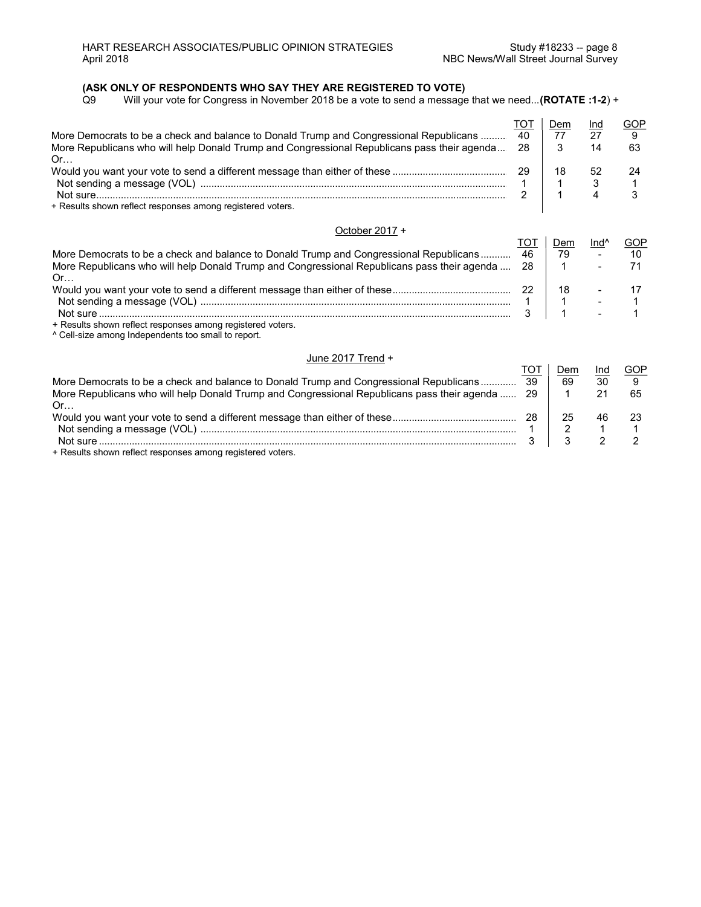**(ASK ONLY OF RESPONDENTS WHO SAY THEY ARE REGISTERED TO VOTE)**

Q9 Will your vote for Congress in November 2018 be a vote to send a message that we need...**(ROTATE :1-2**) +

| | TOT | Dem | Ind | GOP |
|---|---|---|---|---|
| More Democrats to be a check and balance to Donald Trump and Congressional Republicans | 40 | 77 | 27 | 9 |
| More Republicans who will help Donald Trump and Congressional Republicans pass their agenda | 28 | 3 | 14 | 63 |
| Or… | | | | |
| Would you want your vote to send a different message than either of these | 29 | 18 | 52 | 24 |
| Not sending a message (VOL) | 1 | 1 | 3 | 1 |
| Not sure | 2 | 1 | 4 | 3 |

+ Results shown reflect responses among registered voters.

October 2017 +

| | TOT | Dem | Ind^ | GOP |
|---|---|---|---|---|
| More Democrats to be a check and balance to Donald Trump and Congressional Republicans | 46 | 79 | - | 10 |
| More Republicans who will help Donald Trump and Congressional Republicans pass their agenda | 28 | 1 | - | 71 |
| Or… | | | | |
| Would you want your vote to send a different message than either of these | 22 | 18 | - | 17 |
| Not sending a message (VOL) | 1 | 1 | - | 1 |
| Not sure | 3 | 1 | - | 1 |

+ Results shown reflect responses among registered voters.
^ Cell-size among Independents too small to report.

June 2017 Trend +

| | TOT | Dem | Ind | GOP |
|---|---|---|---|---|
| More Democrats to be a check and balance to Donald Trump and Congressional Republicans | 39 | 69 | 30 | 9 |
| More Republicans who will help Donald Trump and Congressional Republicans pass their agenda | 29 | 1 | 21 | 65 |
| Or… | | | | |
| Would you want your vote to send a different message than either of these | 28 | 25 | 46 | 23 |
| Not sending a message (VOL) | 1 | 2 | 1 | 1 |
| Not sure | 3 | 3 | 2 | 2 |

+ Results shown reflect responses among registered voters.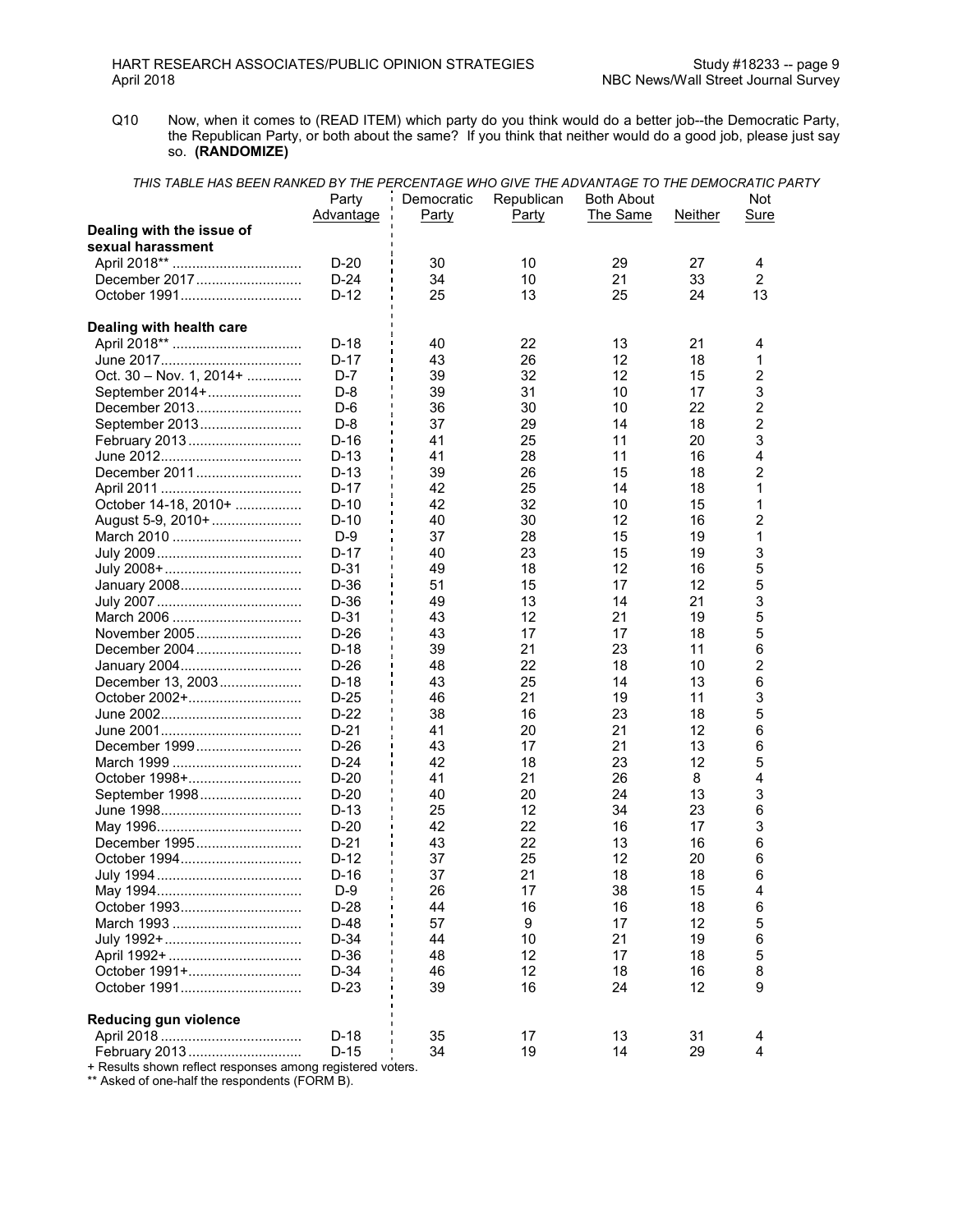Q10 Now, when it comes to (READ ITEM) which party do you think would do a better job--the Democratic Party, the Republican Party, or both about the same? If you think that neither would do a good job, please just say so. **(RANDOMIZE)**

*THIS TABLE HAS BEEN RANKED BY THE PERCENTAGE WHO GIVE THE ADVANTAGE TO THE DEMOCRATIC PARTY*

| | Party Advantage | Democratic Party | Republican Party | Both About The Same | Neither | Not Sure |
|---|---|---|---|---|---|---|
| **Dealing with the issue of sexual harassment** | | | | | | |
| April 2018** | D-20 | 30 | 10 | 29 | 27 | 4 |
| December 2017 | D-24 | 34 | 10 | 21 | 33 | 2 |
| October 1991 | D-12 | 25 | 13 | 25 | 24 | 13 |
| **Dealing with health care** | | | | | | |
| April 2018** | D-18 | 40 | 22 | 13 | 21 | 4 |
| June 2017 | D-17 | 43 | 26 | 12 | 18 | 1 |
| Oct. 30 – Nov. 1, 2014+ | D-7 | 39 | 32 | 12 | 15 | 2 |
| September 2014+ | D-8 | 39 | 31 | 10 | 17 | 3 |
| December 2013 | D-6 | 36 | 30 | 10 | 22 | 2 |
| September 2013 | D-8 | 37 | 29 | 14 | 18 | 2 |
| February 2013 | D-16 | 41 | 25 | 11 | 20 | 3 |
| June 2012 | D-13 | 41 | 28 | 11 | 16 | 4 |
| December 2011 | D-13 | 39 | 26 | 15 | 18 | 2 |
| April 2011 | D-17 | 42 | 25 | 14 | 18 | 1 |
| October 14-18, 2010+ | D-10 | 42 | 32 | 10 | 15 | 1 |
| August 5-9, 2010+ | D-10 | 40 | 30 | 12 | 16 | 2 |
| March 2010 | D-9 | 37 | 28 | 15 | 19 | 1 |
| July 2009 | D-17 | 40 | 23 | 15 | 19 | 3 |
| July 2008+ | D-31 | 49 | 18 | 12 | 16 | 5 |
| January 2008 | D-36 | 51 | 15 | 17 | 12 | 5 |
| July 2007 | D-36 | 49 | 13 | 14 | 21 | 3 |
| March 2006 | D-31 | 43 | 12 | 21 | 19 | 5 |
| November 2005 | D-26 | 43 | 17 | 17 | 18 | 5 |
| December 2004 | D-18 | 39 | 21 | 23 | 11 | 6 |
| January 2004 | D-26 | 48 | 22 | 18 | 10 | 2 |
| December 13, 2003 | D-18 | 43 | 25 | 14 | 13 | 6 |
| October 2002+ | D-25 | 46 | 21 | 19 | 11 | 3 |
| June 2002 | D-22 | 38 | 16 | 23 | 18 | 5 |
| June 2001 | D-21 | 41 | 20 | 21 | 12 | 6 |
| December 1999 | D-26 | 43 | 17 | 21 | 13 | 6 |
| March 1999 | D-24 | 42 | 18 | 23 | 12 | 5 |
| October 1998+ | D-20 | 41 | 21 | 26 | 8 | 4 |
| September 1998 | D-20 | 40 | 20 | 24 | 13 | 3 |
| June 1998 | D-13 | 25 | 12 | 34 | 23 | 6 |
| May 1996 | D-20 | 42 | 22 | 16 | 17 | 3 |
| December 1995 | D-21 | 43 | 22 | 13 | 16 | 6 |
| October 1994 | D-12 | 37 | 25 | 12 | 20 | 6 |
| July 1994 | D-16 | 37 | 21 | 18 | 18 | 6 |
| May 1994 | D-9 | 26 | 17 | 38 | 15 | 4 |
| October 1993 | D-28 | 44 | 16 | 16 | 18 | 6 |
| March 1993 | D-48 | 57 | 9 | 17 | 12 | 5 |
| July 1992+ | D-34 | 44 | 10 | 21 | 19 | 6 |
| April 1992+ | D-36 | 48 | 12 | 17 | 18 | 5 |
| October 1991+ | D-34 | 46 | 12 | 18 | 16 | 8 |
| October 1991 | D-23 | 39 | 16 | 24 | 12 | 9 |
| **Reducing gun violence** | | | | | | |
| April 2018 | D-18 | 35 | 17 | 13 | 31 | 4 |
| February 2013 | D-15 | 34 | 19 | 14 | 29 | 4 |

+ Results shown reflect responses among registered voters.

** Asked of one-half the respondents (FORM B).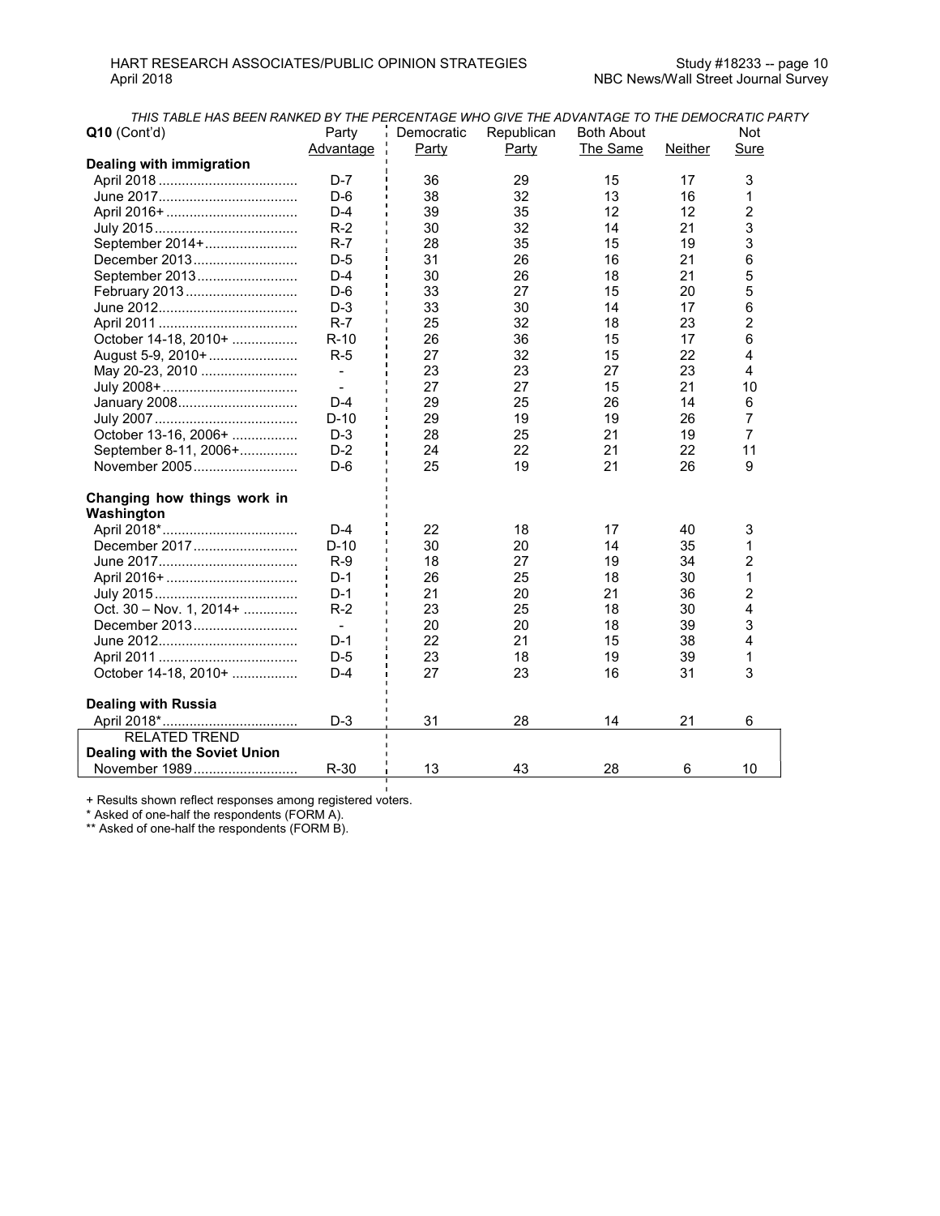*THIS TABLE HAS BEEN RANKED BY THE PERCENTAGE WHO GIVE THE ADVANTAGE TO THE DEMOCRATIC PARTY*

| **Q10** (Cont'd) | Party Advantage | Democratic Party | Republican Party | Both About The Same | Neither | Not Sure |
|---|---|---|---|---|---|---|
| **Dealing with immigration** | | | | | | |
| April 2018 | D-7 | 36 | 29 | 15 | 17 | 3 |
| June 2017 | D-6 | 38 | 32 | 13 | 16 | 1 |
| April 2016+ | D-4 | 39 | 35 | 12 | 12 | 2 |
| July 2015 | R-2 | 30 | 32 | 14 | 21 | 3 |
| September 2014+ | R-7 | 28 | 35 | 15 | 19 | 3 |
| December 2013 | D-5 | 31 | 26 | 16 | 21 | 6 |
| September 2013 | D-4 | 30 | 26 | 18 | 21 | 5 |
| February 2013 | D-6 | 33 | 27 | 15 | 20 | 5 |
| June 2012 | D-3 | 33 | 30 | 14 | 17 | 6 |
| April 2011 | R-7 | 25 | 32 | 18 | 23 | 2 |
| October 14-18, 2010+ | R-10 | 26 | 36 | 15 | 17 | 6 |
| August 5-9, 2010+ | R-5 | 27 | 32 | 15 | 22 | 4 |
| May 20-23, 2010 | - | 23 | 23 | 27 | 23 | 4 |
| July 2008+ | - | 27 | 27 | 15 | 21 | 10 |
| January 2008 | D-4 | 29 | 25 | 26 | 14 | 6 |
| July 2007 | D-10 | 29 | 19 | 19 | 26 | 7 |
| October 13-16, 2006+ | D-3 | 28 | 25 | 21 | 19 | 7 |
| September 8-11, 2006+ | D-2 | 24 | 22 | 21 | 22 | 11 |
| November 2005 | D-6 | 25 | 19 | 21 | 26 | 9 |
| **Changing how things work in Washington** | | | | | | |
| April 2018* | D-4 | 22 | 18 | 17 | 40 | 3 |
| December 2017 | D-10 | 30 | 20 | 14 | 35 | 1 |
| June 2017 | R-9 | 18 | 27 | 19 | 34 | 2 |
| April 2016+ | D-1 | 26 | 25 | 18 | 30 | 1 |
| July 2015 | D-1 | 21 | 20 | 21 | 36 | 2 |
| Oct. 30 – Nov. 1, 2014+ | R-2 | 23 | 25 | 18 | 30 | 4 |
| December 2013 | - | 20 | 20 | 18 | 39 | 3 |
| June 2012 | D-1 | 22 | 21 | 15 | 38 | 4 |
| April 2011 | D-5 | 23 | 18 | 19 | 39 | 1 |
| October 14-18, 2010+ | D-4 | 27 | 23 | 16 | 31 | 3 |
| **Dealing with Russia** | | | | | | |
| April 2018* | D-3 | 31 | 28 | 14 | 21 | 6 |
| RELATED TREND | | | | | | |
| **Dealing with the Soviet Union** | | | | | | |
| November 1989 | R-30 | 13 | 43 | 28 | 6 | 10 |

+ Results shown reflect responses among registered voters.
* Asked of one-half the respondents (FORM A).
** Asked of one-half the respondents (FORM B).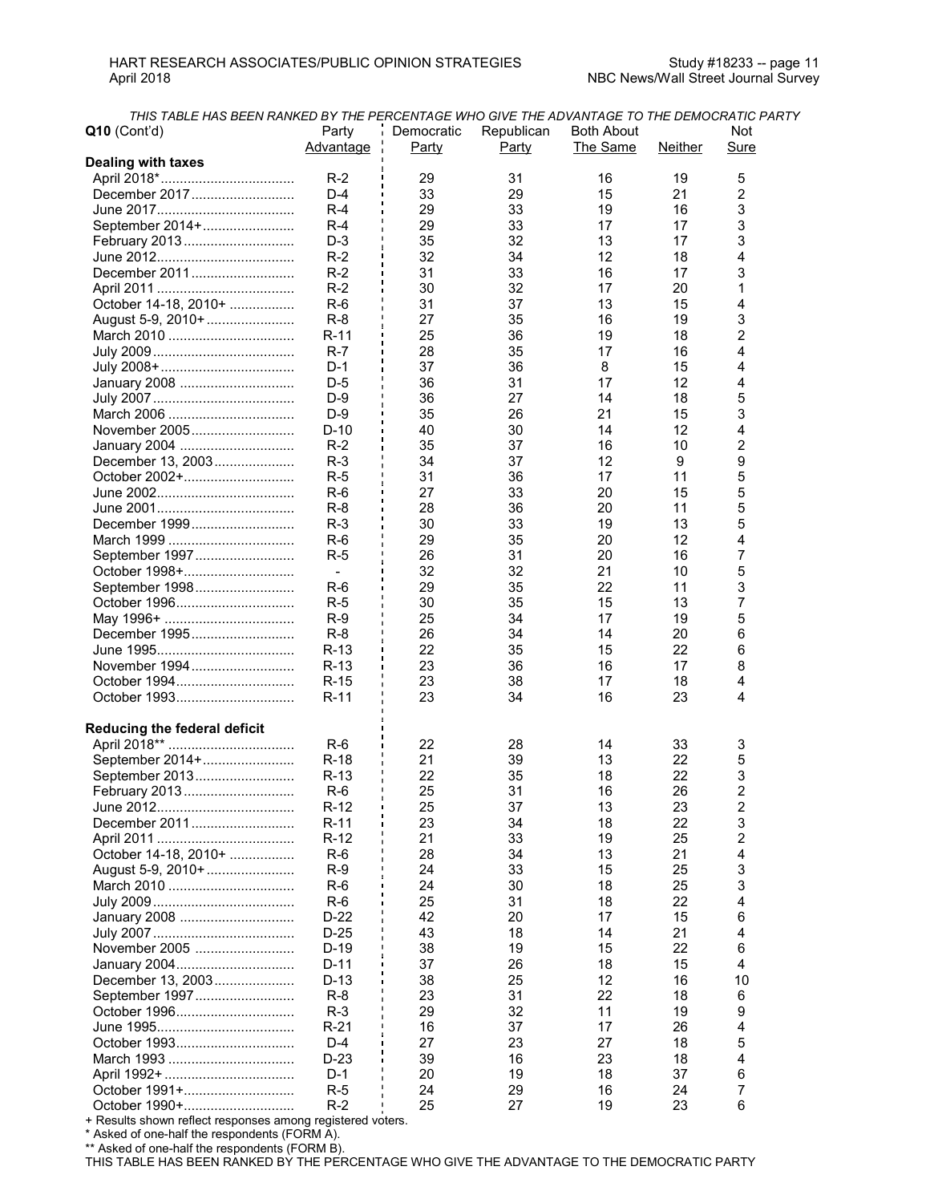*THIS TABLE HAS BEEN RANKED BY THE PERCENTAGE WHO GIVE THE ADVANTAGE TO THE DEMOCRATIC PARTY*

| **Q10** (Cont'd) | Party Advantage | Democratic Party | Republican Party | Both About The Same | Neither | Not Sure |
|---|---|---|---|---|---|---|
| **Dealing with taxes** | | | | | | |
| April 2018* | R-2 | 29 | 31 | 16 | 19 | 5 |
| December 2017 | D-4 | 33 | 29 | 15 | 21 | 2 |
| June 2017 | R-4 | 29 | 33 | 19 | 16 | 3 |
| September 2014+ | R-4 | 29 | 33 | 17 | 17 | 3 |
| February 2013 | D-3 | 35 | 32 | 13 | 17 | 3 |
| June 2012 | R-2 | 32 | 34 | 12 | 18 | 4 |
| December 2011 | R-2 | 31 | 33 | 16 | 17 | 3 |
| April 2011 | R-2 | 30 | 32 | 17 | 20 | 1 |
| October 14-18, 2010+ | R-6 | 31 | 37 | 13 | 15 | 4 |
| August 5-9, 2010+ | R-8 | 27 | 35 | 16 | 19 | 3 |
| March 2010 | R-11 | 25 | 36 | 19 | 18 | 2 |
| July 2009 | R-7 | 28 | 35 | 17 | 16 | 4 |
| July 2008+ | D-1 | 37 | 36 | 8 | 15 | 4 |
| January 2008 | D-5 | 36 | 31 | 17 | 12 | 4 |
| July 2007 | D-9 | 36 | 27 | 14 | 18 | 5 |
| March 2006 | D-9 | 35 | 26 | 21 | 15 | 3 |
| November 2005 | D-10 | 40 | 30 | 14 | 12 | 4 |
| January 2004 | R-2 | 35 | 37 | 16 | 10 | 2 |
| December 13, 2003 | R-3 | 34 | 37 | 12 | 9 | 9 |
| October 2002+ | R-5 | 31 | 36 | 17 | 11 | 5 |
| June 2002 | R-6 | 27 | 33 | 20 | 15 | 5 |
| June 2001 | R-8 | 28 | 36 | 20 | 11 | 5 |
| December 1999 | R-3 | 30 | 33 | 19 | 13 | 5 |
| March 1999 | R-6 | 29 | 35 | 20 | 12 | 4 |
| September 1997 | R-5 | 26 | 31 | 20 | 16 | 7 |
| October 1998+ | - | 32 | 32 | 21 | 10 | 5 |
| September 1998 | R-6 | 29 | 35 | 22 | 11 | 3 |
| October 1996 | R-5 | 30 | 35 | 15 | 13 | 7 |
| May 1996+ | R-9 | 25 | 34 | 17 | 19 | 5 |
| December 1995 | R-8 | 26 | 34 | 14 | 20 | 6 |
| June 1995 | R-13 | 22 | 35 | 15 | 22 | 6 |
| November 1994 | R-13 | 23 | 36 | 16 | 17 | 8 |
| October 1994 | R-15 | 23 | 38 | 17 | 18 | 4 |
| October 1993 | R-11 | 23 | 34 | 16 | 23 | 4 |
| **Reducing the federal deficit** | | | | | | |
| April 2018** | R-6 | 22 | 28 | 14 | 33 | 3 |
| September 2014+ | R-18 | 21 | 39 | 13 | 22 | 5 |
| September 2013 | R-13 | 22 | 35 | 18 | 22 | 3 |
| February 2013 | R-6 | 25 | 31 | 16 | 26 | 2 |
| June 2012 | R-12 | 25 | 37 | 13 | 23 | 2 |
| December 2011 | R-11 | 23 | 34 | 18 | 22 | 3 |
| April 2011 | R-12 | 21 | 33 | 19 | 25 | 2 |
| October 14-18, 2010+ | R-6 | 28 | 34 | 13 | 21 | 4 |
| August 5-9, 2010+ | R-9 | 24 | 33 | 15 | 25 | 3 |
| March 2010 | R-6 | 24 | 30 | 18 | 25 | 3 |
| July 2009 | R-6 | 25 | 31 | 18 | 22 | 4 |
| January 2008 | D-22 | 42 | 20 | 17 | 15 | 6 |
| July 2007 | D-25 | 43 | 18 | 14 | 21 | 4 |
| November 2005 | D-19 | 38 | 19 | 15 | 22 | 6 |
| January 2004 | D-11 | 37 | 26 | 18 | 15 | 4 |
| December 13, 2003 | D-13 | 38 | 25 | 12 | 16 | 10 |
| September 1997 | R-8 | 23 | 31 | 22 | 18 | 6 |
| October 1996 | R-3 | 29 | 32 | 11 | 19 | 9 |
| June 1995 | R-21 | 16 | 37 | 17 | 26 | 4 |
| October 1993 | D-4 | 27 | 23 | 27 | 18 | 5 |
| March 1993 | D-23 | 39 | 16 | 23 | 18 | 4 |
| April 1992+ | D-1 | 20 | 19 | 18 | 37 | 6 |
| October 1991+ | R-5 | 24 | 29 | 16 | 24 | 7 |
| October 1990+ | R-2 | 25 | 27 | 19 | 23 | 6 |

\+ Results shown reflect responses among registered voters.
\* Asked of one-half the respondents (FORM A).
\*\* Asked of one-half the respondents (FORM B).
THIS TABLE HAS BEEN RANKED BY THE PERCENTAGE WHO GIVE THE ADVANTAGE TO THE DEMOCRATIC PARTY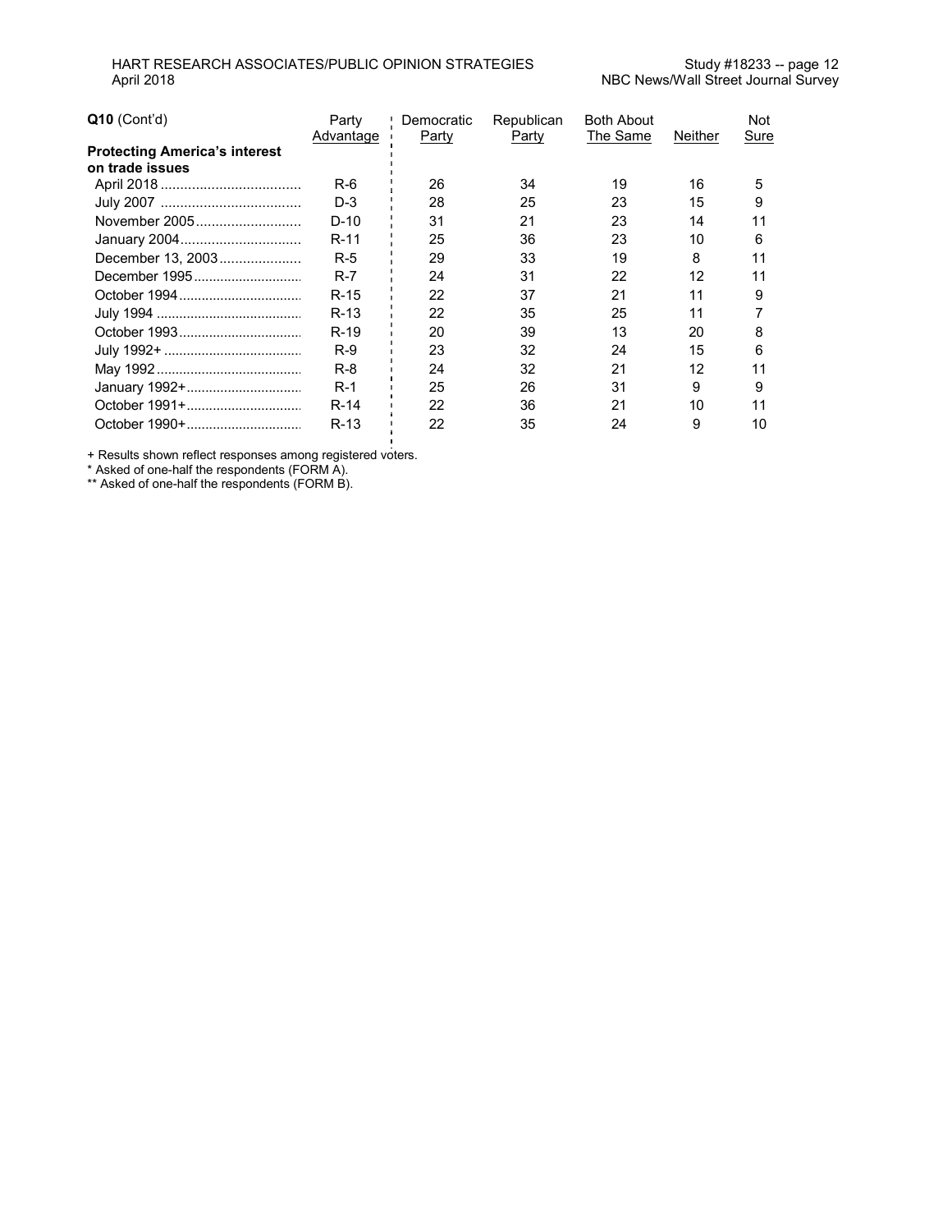| Q10 (Cont'd) | Party Advantage | Democratic Party | Republican Party | Both About The Same | Neither | Not Sure |
|---|---|---|---|---|---|---|
| **Protecting America's interest on trade issues** | | | | | | |
| April 2018 | R-6 | 26 | 34 | 19 | 16 | 5 |
| July 2007 | D-3 | 28 | 25 | 23 | 15 | 9 |
| November 2005 | D-10 | 31 | 21 | 23 | 14 | 11 |
| January 2004 | R-11 | 25 | 36 | 23 | 10 | 6 |
| December 13, 2003 | R-5 | 29 | 33 | 19 | 8 | 11 |
| December 1995 | R-7 | 24 | 31 | 22 | 12 | 11 |
| October 1994 | R-15 | 22 | 37 | 21 | 11 | 9 |
| July 1994 | R-13 | 22 | 35 | 25 | 11 | 7 |
| October 1993 | R-19 | 20 | 39 | 13 | 20 | 8 |
| July 1992+ | R-9 | 23 | 32 | 24 | 15 | 6 |
| May 1992 | R-8 | 24 | 32 | 21 | 12 | 11 |
| January 1992+ | R-1 | 25 | 26 | 31 | 9 | 9 |
| October 1991+ | R-14 | 22 | 36 | 21 | 10 | 11 |
| October 1990+ | R-13 | 22 | 35 | 24 | 9 | 10 |

+ Results shown reflect responses among registered voters.
* Asked of one-half the respondents (FORM A).
** Asked of one-half the respondents (FORM B).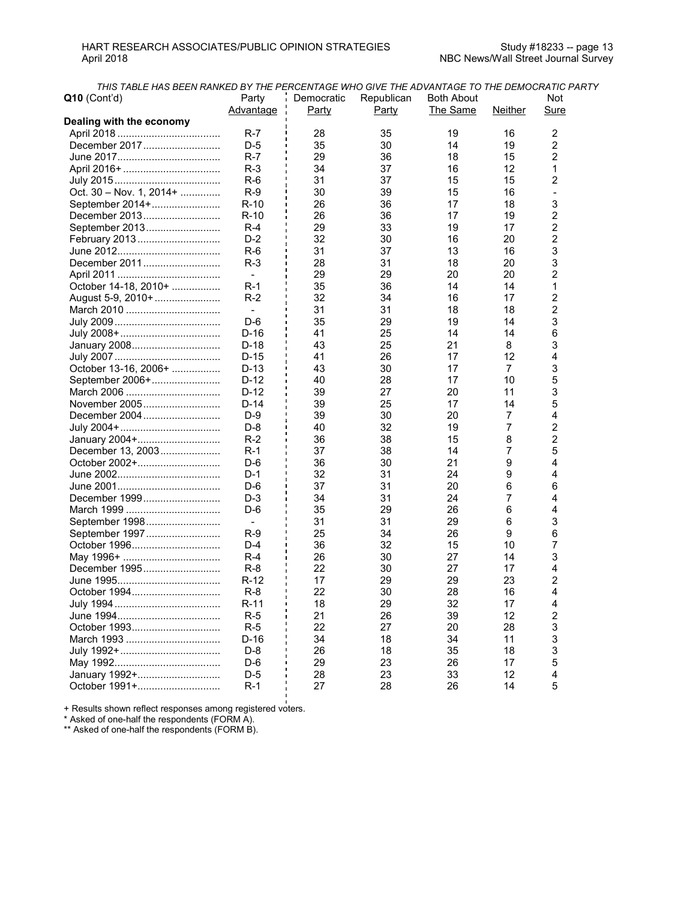*THIS TABLE HAS BEEN RANKED BY THE PERCENTAGE WHO GIVE THE ADVANTAGE TO THE DEMOCRATIC PARTY*

| **Q10** (Cont'd) | Party Advantage | Democratic Party | Republican Party | Both About The Same | Neither | Not Sure |
|---|---|---|---|---|---|---|
| **Dealing with the economy** | | | | | | |
| April 2018 | R-7 | 28 | 35 | 19 | 16 | 2 |
| December 2017 | D-5 | 35 | 30 | 14 | 19 | 2 |
| June 2017 | R-7 | 29 | 36 | 18 | 15 | 2 |
| April 2016+ | R-3 | 34 | 37 | 16 | 12 | 1 |
| July 2015 | R-6 | 31 | 37 | 15 | 15 | 2 |
| Oct. 30 – Nov. 1, 2014+ | R-9 | 30 | 39 | 15 | 16 | - |
| September 2014+ | R-10 | 26 | 36 | 17 | 18 | 3 |
| December 2013 | R-10 | 26 | 36 | 17 | 19 | 2 |
| September 2013 | R-4 | 29 | 33 | 19 | 17 | 2 |
| February 2013 | D-2 | 32 | 30 | 16 | 20 | 2 |
| June 2012 | R-6 | 31 | 37 | 13 | 16 | 3 |
| December 2011 | R-3 | 28 | 31 | 18 | 20 | 3 |
| April 2011 | - | 29 | 29 | 20 | 20 | 2 |
| October 14-18, 2010+ | R-1 | 35 | 36 | 14 | 14 | 1 |
| August 5-9, 2010+ | R-2 | 32 | 34 | 16 | 17 | 2 |
| March 2010 | - | 31 | 31 | 18 | 18 | 2 |
| July 2009 | D-6 | 35 | 29 | 19 | 14 | 3 |
| July 2008+ | D-16 | 41 | 25 | 14 | 14 | 6 |
| January 2008 | D-18 | 43 | 25 | 21 | 8 | 3 |
| July 2007 | D-15 | 41 | 26 | 17 | 12 | 4 |
| October 13-16, 2006+ | D-13 | 43 | 30 | 17 | 7 | 3 |
| September 2006+ | D-12 | 40 | 28 | 17 | 10 | 5 |
| March 2006 | D-12 | 39 | 27 | 20 | 11 | 3 |
| November 2005 | D-14 | 39 | 25 | 17 | 14 | 5 |
| December 2004 | D-9 | 39 | 30 | 20 | 7 | 4 |
| July 2004+ | D-8 | 40 | 32 | 19 | 7 | 2 |
| January 2004+ | R-2 | 36 | 38 | 15 | 8 | 2 |
| December 13, 2003 | R-1 | 37 | 38 | 14 | 7 | 5 |
| October 2002+ | D-6 | 36 | 30 | 21 | 9 | 4 |
| June 2002 | D-1 | 32 | 31 | 24 | 9 | 4 |
| June 2001 | D-6 | 37 | 31 | 20 | 6 | 6 |
| December 1999 | D-3 | 34 | 31 | 24 | 7 | 4 |
| March 1999 | D-6 | 35 | 29 | 26 | 6 | 4 |
| September 1998 | - | 31 | 31 | 29 | 6 | 3 |
| September 1997 | R-9 | 25 | 34 | 26 | 9 | 6 |
| October 1996 | D-4 | 36 | 32 | 15 | 10 | 7 |
| May 1996+ | R-4 | 26 | 30 | 27 | 14 | 3 |
| December 1995 | R-8 | 22 | 30 | 27 | 17 | 4 |
| June 1995 | R-12 | 17 | 29 | 29 | 23 | 2 |
| October 1994 | R-8 | 22 | 30 | 28 | 16 | 4 |
| July 1994 | R-11 | 18 | 29 | 32 | 17 | 4 |
| June 1994 | R-5 | 21 | 26 | 39 | 12 | 2 |
| October 1993 | R-5 | 22 | 27 | 20 | 28 | 3 |
| March 1993 | D-16 | 34 | 18 | 34 | 11 | 3 |
| July 1992+ | D-8 | 26 | 18 | 35 | 18 | 3 |
| May 1992 | D-6 | 29 | 23 | 26 | 17 | 5 |
| January 1992+ | D-5 | 28 | 23 | 33 | 12 | 4 |
| October 1991+ | R-1 | 27 | 28 | 26 | 14 | 5 |

+ Results shown reflect responses among registered voters.
* Asked of one-half the respondents (FORM A).
** Asked of one-half the respondents (FORM B).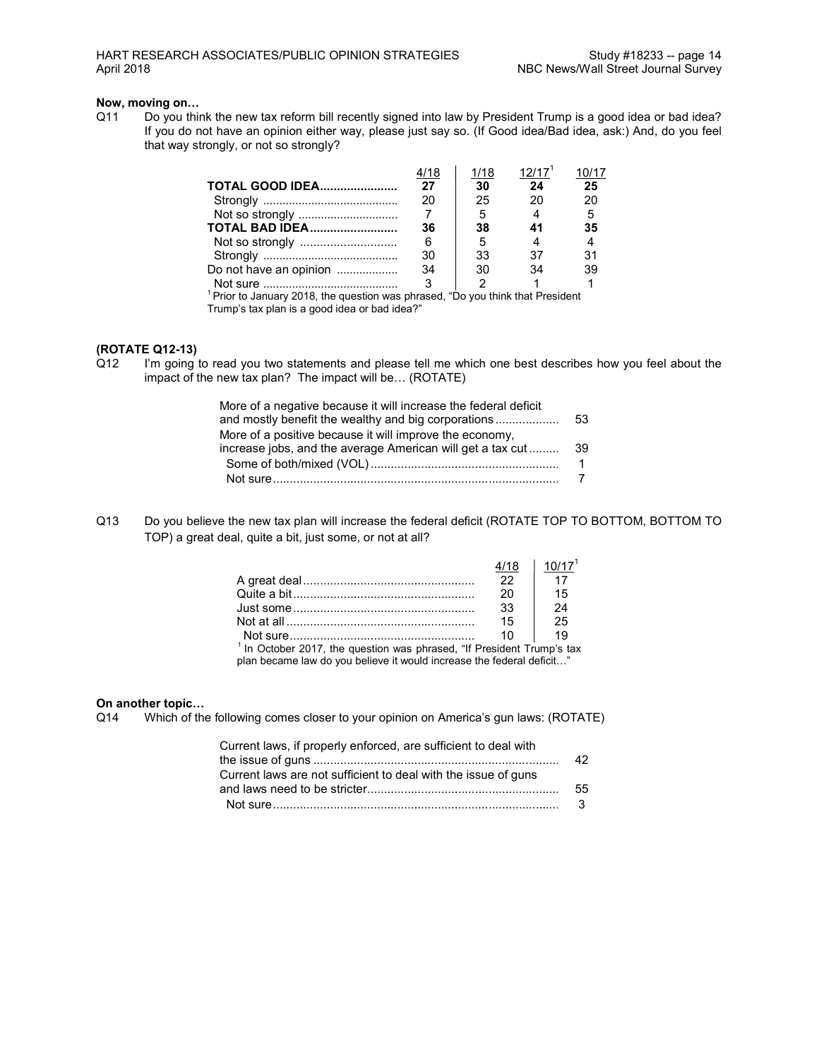**Now, moving on…**

Q11 Do you think the new tax reform bill recently signed into law by President Trump is a good idea or bad idea? If you do not have an opinion either way, please just say so. (If Good idea/Bad idea, ask:) And, do you feel that way strongly, or not so strongly?

| | 4/18 | 1/18 | 12/17[1] | 10/17 |
|---|---|---|---|---|
| **TOTAL GOOD IDEA** | **27** | **30** | **24** | **25** |
| Strongly | 20 | 25 | 20 | 20 |
| Not so strongly | 7 | 5 | 4 | 5 |
| **TOTAL BAD IDEA** | **36** | **38** | **41** | **35** |
| Not so strongly | 6 | 5 | 4 | 4 |
| Strongly | 30 | 33 | 37 | 31 |
| Do not have an opinion | 34 | 30 | 34 | 39 |
| Not sure | 3 | 2 | 1 | 1 |

[1] Prior to January 2018, the question was phrased, "Do you think that President Trump's tax plan is a good idea or bad idea?"

**(ROTATE Q12-13)**

Q12 I'm going to read you two statements and please tell me which one best describes how you feel about the impact of the new tax plan? The impact will be… (ROTATE)

| | |
|---|---|
| More of a negative because it will increase the federal deficit and mostly benefit the wealthy and big corporations | 53 |
| More of a positive because it will improve the economy, increase jobs, and the average American will get a tax cut | 39 |
| Some of both/mixed (VOL) | 1 |
| Not sure | 7 |

Q13 Do you believe the new tax plan will increase the federal deficit (ROTATE TOP TO BOTTOM, BOTTOM TO TOP) a great deal, quite a bit, just some, or not at all?

| | 4/18 | 10/17[1] |
|---|---|---|
| A great deal | 22 | 17 |
| Quite a bit | 20 | 15 |
| Just some | 33 | 24 |
| Not at all | 15 | 25 |
| Not sure | 10 | 19 |

[1] In October 2017, the question was phrased, "If President Trump's tax plan became law do you believe it would increase the federal deficit…"

**On another topic…**

Q14 Which of the following comes closer to your opinion on America's gun laws: (ROTATE)

| | |
|---|---|
| Current laws, if properly enforced, are sufficient to deal with the issue of guns | 42 |
| Current laws are not sufficient to deal with the issue of guns and laws need to be stricter | 55 |
| Not sure | 3 |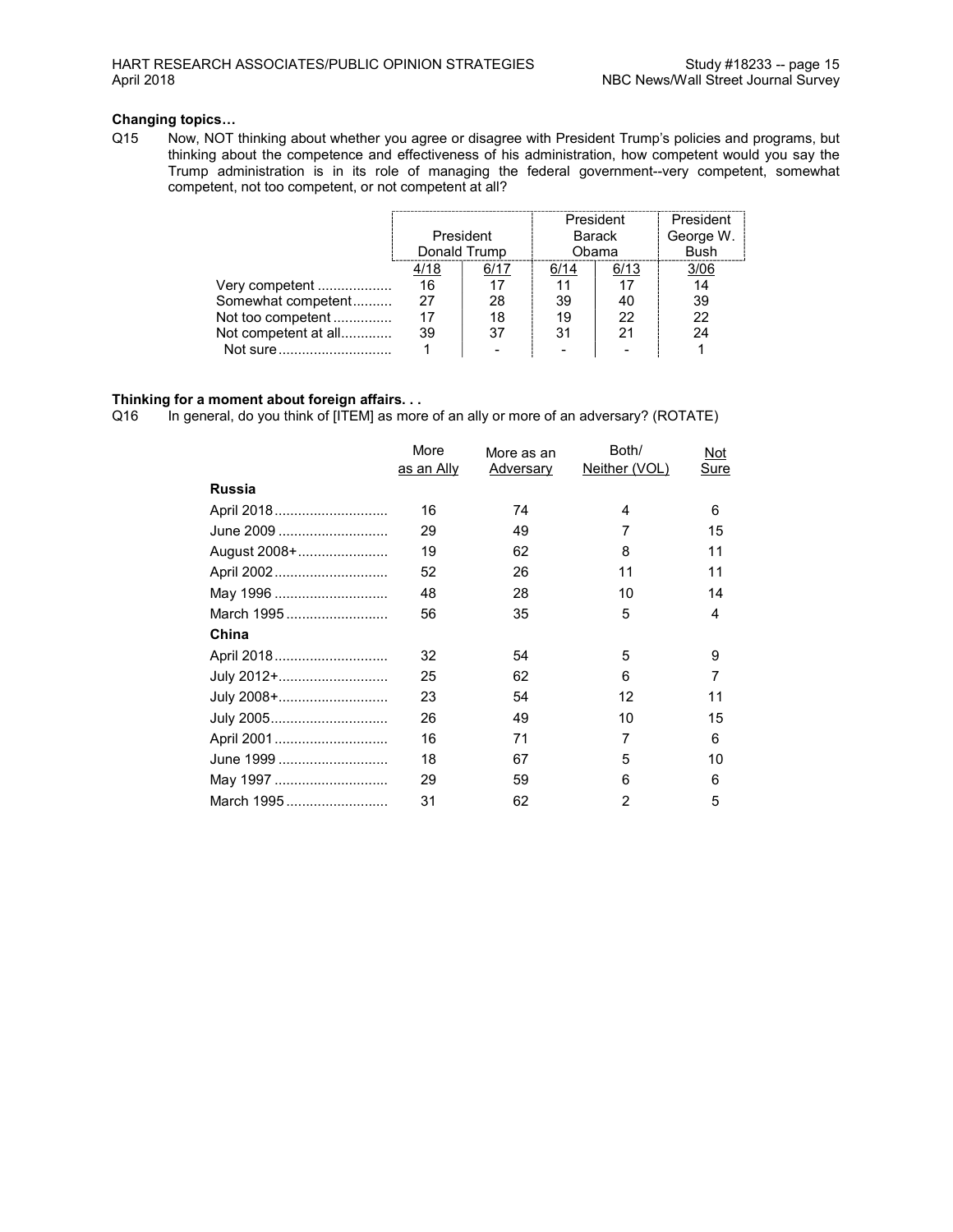**Changing topics…**

Q15 Now, NOT thinking about whether you agree or disagree with President Trump's policies and programs, but thinking about the competence and effectiveness of his administration, how competent would you say the Trump administration is in its role of managing the federal government--very competent, somewhat competent, not too competent, or not competent at all?

| | President Donald Trump | | President Barack Obama | | President George W. Bush |
|---|---|---|---|---|---|
| | 4/18 | 6/17 | 6/14 | 6/13 | 3/06 |
| Very competent | 16 | 17 | 11 | 17 | 14 |
| Somewhat competent | 27 | 28 | 39 | 40 | 39 |
| Not too competent | 17 | 18 | 19 | 22 | 22 |
| Not competent at all | 39 | 37 | 31 | 21 | 24 |
| Not sure | 1 | - | - | - | 1 |

**Thinking for a moment about foreign affairs. . .**

Q16 In general, do you think of [ITEM] as more of an ally or more of an adversary? (ROTATE)

| | More as an Ally | More as an Adversary | Both/ Neither (VOL) | Not Sure |
|---|---|---|---|---|
| **Russia** | | | | |
| April 2018 | 16 | 74 | 4 | 6 |
| June 2009 | 29 | 49 | 7 | 15 |
| August 2008+ | 19 | 62 | 8 | 11 |
| April 2002 | 52 | 26 | 11 | 11 |
| May 1996 | 48 | 28 | 10 | 14 |
| March 1995 | 56 | 35 | 5 | 4 |
| **China** | | | | |
| April 2018 | 32 | 54 | 5 | 9 |
| July 2012+ | 25 | 62 | 6 | 7 |
| July 2008+ | 23 | 54 | 12 | 11 |
| July 2005 | 26 | 49 | 10 | 15 |
| April 2001 | 16 | 71 | 7 | 6 |
| June 1999 | 18 | 67 | 5 | 10 |
| May 1997 | 29 | 59 | 6 | 6 |
| March 1995 | 31 | 62 | 2 | 5 |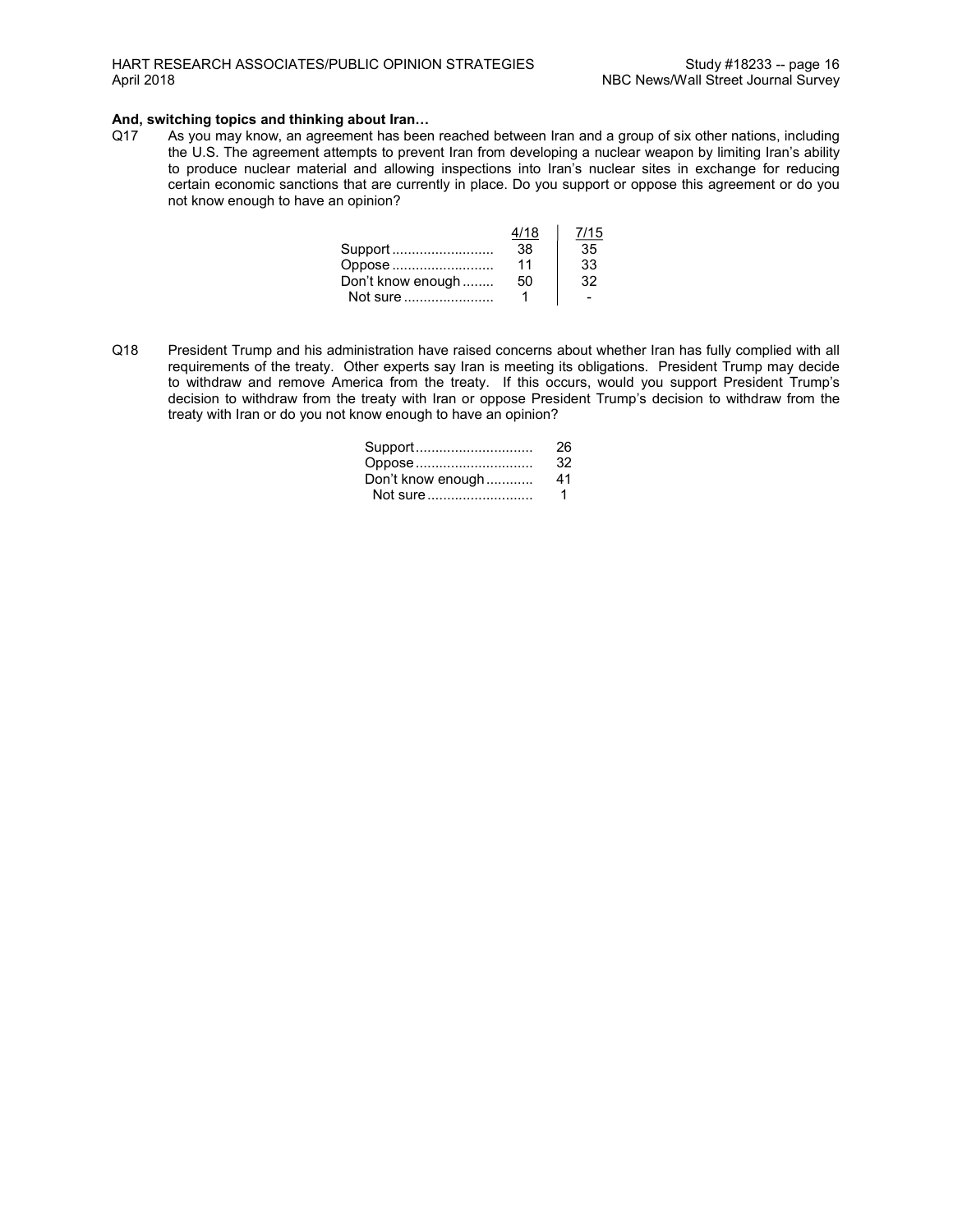**And, switching topics and thinking about Iran…**

Q17 As you may know, an agreement has been reached between Iran and a group of six other nations, including the U.S. The agreement attempts to prevent Iran from developing a nuclear weapon by limiting Iran's ability to produce nuclear material and allowing inspections into Iran's nuclear sites in exchange for reducing certain economic sanctions that are currently in place. Do you support or oppose this agreement or do you not know enough to have an opinion?

| | 4/18 | 7/15 |
|---|---|---|
| Support | 38 | 35 |
| Oppose | 11 | 33 |
| Don't know enough | 50 | 32 |
| Not sure | 1 | - |

Q18 President Trump and his administration have raised concerns about whether Iran has fully complied with all requirements of the treaty. Other experts say Iran is meeting its obligations. President Trump may decide to withdraw and remove America from the treaty. If this occurs, would you support President Trump's decision to withdraw from the treaty with Iran or oppose President Trump's decision to withdraw from the treaty with Iran or do you not know enough to have an opinion?

| | |
|---|---|
| Support | 26 |
| Oppose | 32 |
| Don't know enough | 41 |
| Not sure | 1 |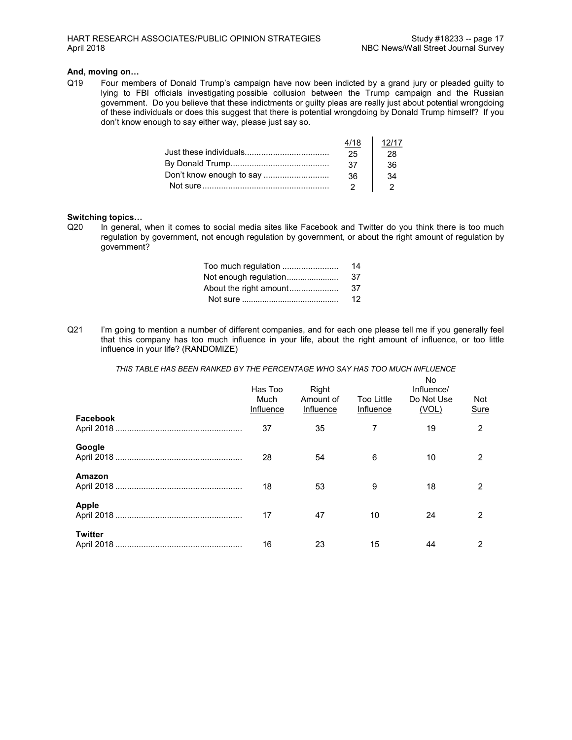**And, moving on…**

Q19 Four members of Donald Trump's campaign have now been indicted by a grand jury or pleaded guilty to lying to FBI officials investigating possible collusion between the Trump campaign and the Russian government. Do you believe that these indictments or guilty pleas are really just about potential wrongdoing of these individuals or does this suggest that there is potential wrongdoing by Donald Trump himself? If you don't know enough to say either way, please just say so.

| | 4/18 | 12/17 |
|---|---|---|
| Just these individuals | 25 | 28 |
| By Donald Trump | 37 | 36 |
| Don't know enough to say | 36 | 34 |
| Not sure | 2 | 2 |

**Switching topics…**

Q20 In general, when it comes to social media sites like Facebook and Twitter do you think there is too much regulation by government, not enough regulation by government, or about the right amount of regulation by government?

| | |
|---|---|
| Too much regulation | 14 |
| Not enough regulation | 37 |
| About the right amount | 37 |
| Not sure | 12 |

Q21 I'm going to mention a number of different companies, and for each one please tell me if you generally feel that this company has too much influence in your life, about the right amount of influence, or too little influence in your life? (RANDOMIZE)

*THIS TABLE HAS BEEN RANKED BY THE PERCENTAGE WHO SAY HAS TOO MUCH INFLUENCE*

| | Has Too Much Influence | Right Amount of Influence | Too Little Influence | No Influence/ Do Not Use (VOL) | Not Sure |
|---|---|---|---|---|---|
| **Facebook** | | | | | |
| April 2018 | 37 | 35 | 7 | 19 | 2 |
| **Google** | | | | | |
| April 2018 | 28 | 54 | 6 | 10 | 2 |
| **Amazon** | | | | | |
| April 2018 | 18 | 53 | 9 | 18 | 2 |
| **Apple** | | | | | |
| April 2018 | 17 | 47 | 10 | 24 | 2 |
| **Twitter** | | | | | |
| April 2018 | 16 | 23 | 15 | 44 | 2 |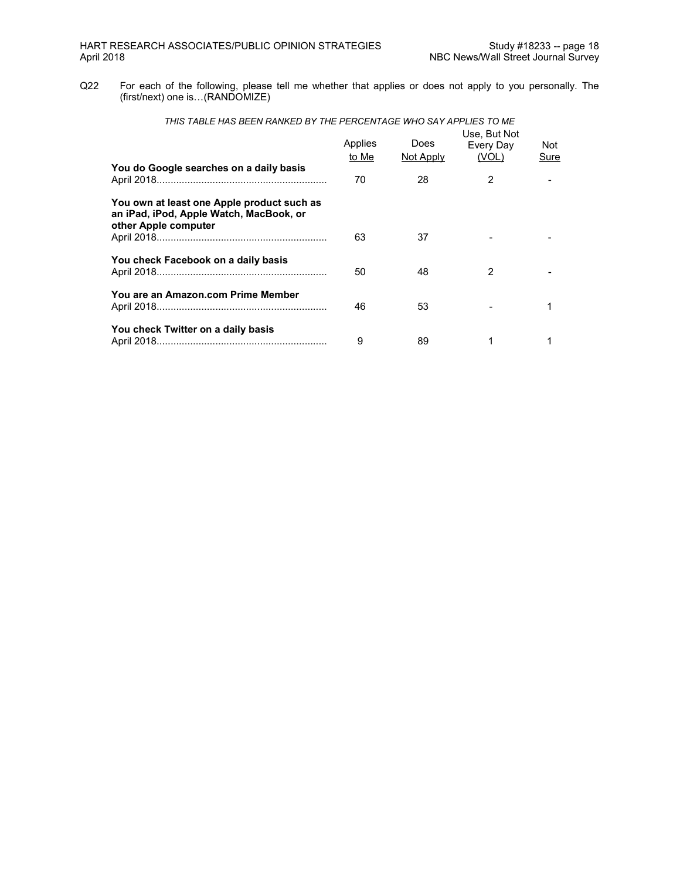Q22 For each of the following, please tell me whether that applies or does not apply to you personally. The (first/next) one is…(RANDOMIZE)

*THIS TABLE HAS BEEN RANKED BY THE PERCENTAGE WHO SAY APPLIES TO ME*

| | Applies to Me | Does Not Apply | Use, But Not Every Day (VOL) | Not Sure |
|---|---|---|---|---|
| **You do Google searches on a daily basis** | | | | |
| April 2018 | 70 | 28 | 2 | - |
| **You own at least one Apple product such as an iPad, iPod, Apple Watch, MacBook, or other Apple computer** | | | | |
| April 2018 | 63 | 37 | - | - |
| **You check Facebook on a daily basis** | | | | |
| April 2018 | 50 | 48 | 2 | - |
| **You are an Amazon.com Prime Member** | | | | |
| April 2018 | 46 | 53 | - | 1 |
| **You check Twitter on a daily basis** | | | | |
| April 2018 | 9 | 89 | 1 | 1 |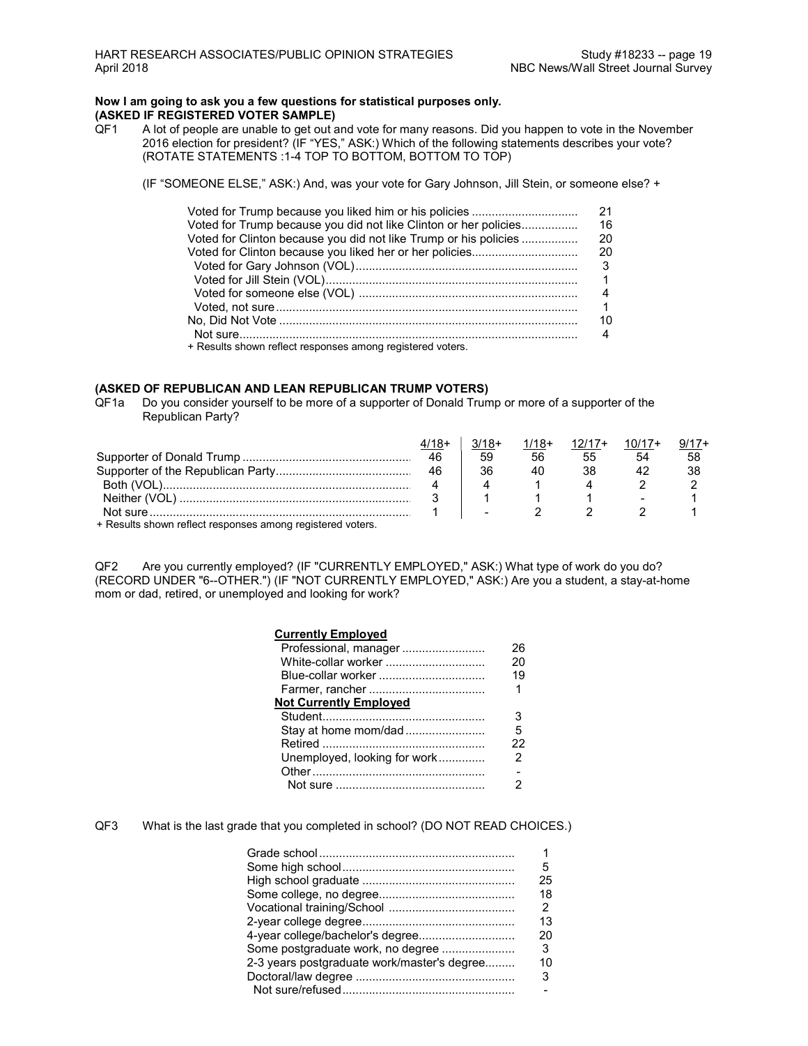**Now I am going to ask you a few questions for statistical purposes only.**
**(ASKED IF REGISTERED VOTER SAMPLE)**

QF1 A lot of people are unable to get out and vote for many reasons. Did you happen to vote in the November 2016 election for president? (IF "YES," ASK:) Which of the following statements describes your vote? (ROTATE STATEMENTS :1-4 TOP TO BOTTOM, BOTTOM TO TOP)

(IF "SOMEONE ELSE," ASK:) And, was your vote for Gary Johnson, Jill Stein, or someone else? +

| | |
|---|---|
| Voted for Trump because you liked him or his policies | 21 |
| Voted for Trump because you did not like Clinton or her policies | 16 |
| Voted for Clinton because you did not like Trump or his policies | 20 |
| Voted for Clinton because you liked her or her policies | 20 |
| Voted for Gary Johnson (VOL) | 3 |
| Voted for Jill Stein (VOL) | 1 |
| Voted for someone else (VOL) | 4 |
| Voted, not sure | 1 |
| No, Did Not Vote | 10 |
| Not sure | 4 |

+ Results shown reflect responses among registered voters.

**(ASKED OF REPUBLICAN AND LEAN REPUBLICAN TRUMP VOTERS)**

QF1a Do you consider yourself to be more of a supporter of Donald Trump or more of a supporter of the Republican Party?

| | 4/18+ | 3/18+ | 1/18+ | 12/17+ | 10/17+ | 9/17+ |
|---|---|---|---|---|---|---|
| Supporter of Donald Trump | 46 | 59 | 56 | 55 | 54 | 58 |
| Supporter of the Republican Party | 46 | 36 | 40 | 38 | 42 | 38 |
| Both (VOL) | 4 | 4 | 1 | 4 | 2 | 2 |
| Neither (VOL) | 3 | 1 | 1 | 1 | - | 1 |
| Not sure | 1 | - | 2 | 2 | 2 | 1 |

+ Results shown reflect responses among registered voters.

QF2 Are you currently employed? (IF "CURRENTLY EMPLOYED," ASK:) What type of work do you do? (RECORD UNDER "6--OTHER.") (IF "NOT CURRENTLY EMPLOYED," ASK:) Are you a student, a stay-at-home mom or dad, retired, or unemployed and looking for work?

| | |
|---|---|
| **Currently Employed** | |
| Professional, manager | 26 |
| White-collar worker | 20 |
| Blue-collar worker | 19 |
| Farmer, rancher | 1 |
| **Not Currently Employed** | |
| Student | 3 |
| Stay at home mom/dad | 5 |
| Retired | 22 |
| Unemployed, looking for work | 2 |
| Other | - |
| Not sure | 2 |

QF3 What is the last grade that you completed in school? (DO NOT READ CHOICES.)

| | |
|---|---|
| Grade school | 1 |
| Some high school | 5 |
| High school graduate | 25 |
| Some college, no degree | 18 |
| Vocational training/School | 2 |
| 2-year college degree | 13 |
| 4-year college/bachelor's degree | 20 |
| Some postgraduate work, no degree | 3 |
| 2-3 years postgraduate work/master's degree | 10 |
| Doctoral/law degree | 3 |
| Not sure/refused | - |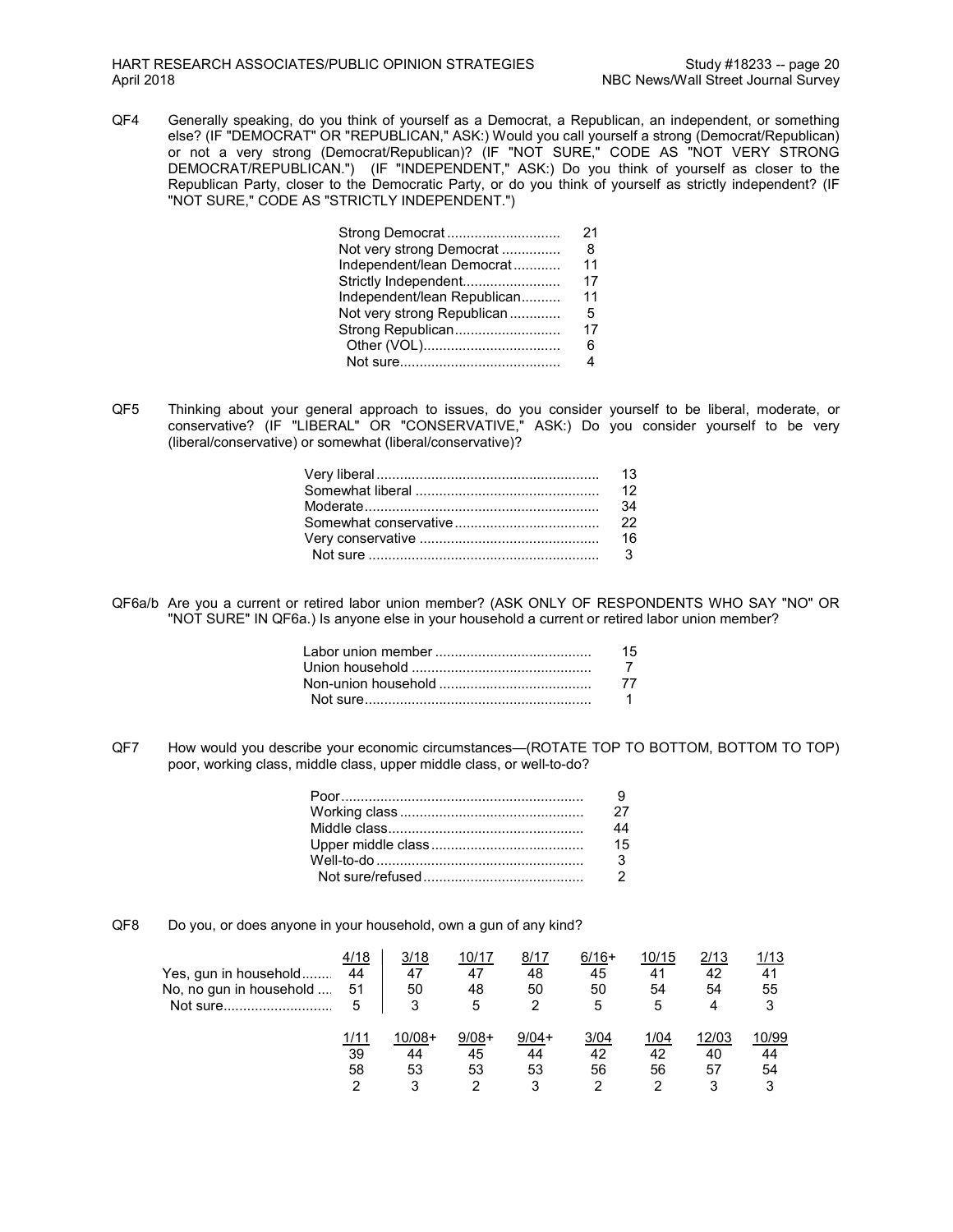QF4 Generally speaking, do you think of yourself as a Democrat, a Republican, an independent, or something else? (IF "DEMOCRAT" OR "REPUBLICAN," ASK:) Would you call yourself a strong (Democrat/Republican) or not a very strong (Democrat/Republican)? (IF "NOT SURE," CODE AS "NOT VERY STRONG DEMOCRAT/REPUBLICAN.") (IF "INDEPENDENT," ASK:) Do you think of yourself as closer to the Republican Party, closer to the Democratic Party, or do you think of yourself as strictly independent? (IF "NOT SURE," CODE AS "STRICTLY INDEPENDENT.")

| | |
|---|---|
| Strong Democrat | 21 |
| Not very strong Democrat | 8 |
| Independent/lean Democrat | 11 |
| Strictly Independent | 17 |
| Independent/lean Republican | 11 |
| Not very strong Republican | 5 |
| Strong Republican | 17 |
| Other (VOL) | 6 |
| Not sure | 4 |

QF5 Thinking about your general approach to issues, do you consider yourself to be liberal, moderate, or conservative? (IF "LIBERAL" OR "CONSERVATIVE," ASK:) Do you consider yourself to be very (liberal/conservative) or somewhat (liberal/conservative)?

| | |
|---|---|
| Very liberal | 13 |
| Somewhat liberal | 12 |
| Moderate | 34 |
| Somewhat conservative | 22 |
| Very conservative | 16 |
| Not sure | 3 |

QF6a/b Are you a current or retired labor union member? (ASK ONLY OF RESPONDENTS WHO SAY "NO" OR "NOT SURE" IN QF6a.) Is anyone else in your household a current or retired labor union member?

| | |
|---|---|
| Labor union member | 15 |
| Union household | 7 |
| Non-union household | 77 |
| Not sure | 1 |

QF7 How would you describe your economic circumstances—(ROTATE TOP TO BOTTOM, BOTTOM TO TOP) poor, working class, middle class, upper middle class, or well-to-do?

| | |
|---|---|
| Poor | 9 |
| Working class | 27 |
| Middle class | 44 |
| Upper middle class | 15 |
| Well-to-do | 3 |
| Not sure/refused | 2 |

QF8 Do you, or does anyone in your household, own a gun of any kind?

| | 4/18 | 3/18 | 10/17 | 8/17 | 6/16+ | 10/15 | 2/13 | 1/13 |
|---|---|---|---|---|---|---|---|---|
| Yes, gun in household | 44 | 47 | 47 | 48 | 45 | 41 | 42 | 41 |
| No, no gun in household | 51 | 50 | 48 | 50 | 50 | 54 | 54 | 55 |
| Not sure | 5 | 3 | 5 | 2 | 5 | 5 | 4 | 3 |

| | 1/11 | 10/08+ | 9/08+ | 9/04+ | 3/04 | 1/04 | 12/03 | 10/99 |
|---|---|---|---|---|---|---|---|---|
| Yes, gun in household | 39 | 44 | 45 | 44 | 42 | 42 | 40 | 44 |
| No, no gun in household | 58 | 53 | 53 | 53 | 56 | 56 | 57 | 54 |
| Not sure | 2 | 3 | 2 | 3 | 2 | 2 | 3 | 3 |